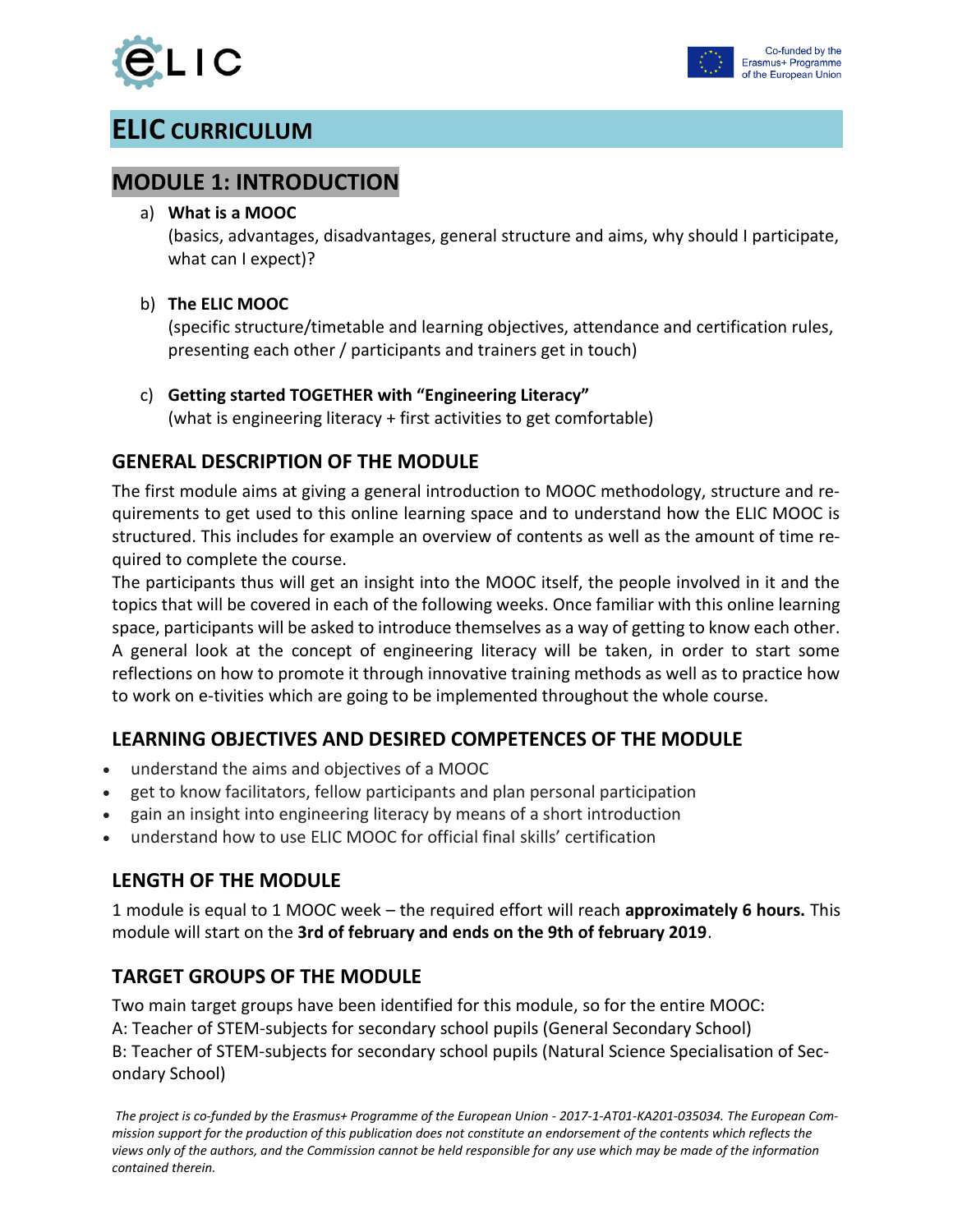# ELIC CURRICULUM

## MODULE 1: INTRODUCTION

a) **What is a MOOC**
(basics, advantages, disadvantages, general structure and aims, why should I participate, what can I expect)?

b) **The ELIC MOOC**
(specific structure/timetable and learning objectives, attendance and certification rules, presenting each other / participants and trainers get in touch)

c) **Getting started TOGETHER with "Engineering Literacy"**
(what is engineering literacy + first activities to get comfortable)

### GENERAL DESCRIPTION OF THE MODULE

The first module aims at giving a general introduction to MOOC methodology, structure and requirements to get used to this online learning space and to understand how the ELIC MOOC is structured. This includes for example an overview of contents as well as the amount of time required to complete the course.
The participants thus will get an insight into the MOOC itself, the people involved in it and the topics that will be covered in each of the following weeks. Once familiar with this online learning space, participants will be asked to introduce themselves as a way of getting to know each other. A general look at the concept of engineering literacy will be taken, in order to start some reflections on how to promote it through innovative training methods as well as to practice how to work on e-tivities which are going to be implemented throughout the whole course.

### LEARNING OBJECTIVES AND DESIRED COMPETENCES OF THE MODULE

- understand the aims and objectives of a MOOC
- get to know facilitators, fellow participants and plan personal participation
- gain an insight into engineering literacy by means of a short introduction
- understand how to use ELIC MOOC for official final skills' certification

### LENGTH OF THE MODULE

1 module is equal to 1 MOOC week – the required effort will reach **approximately 6 hours.** This module will start on the **3rd of february and ends on the 9th of february 2019**.

### TARGET GROUPS OF THE MODULE

Two main target groups have been identified for this module, so for the entire MOOC:
A: Teacher of STEM-subjects for secondary school pupils (General Secondary School)
B: Teacher of STEM-subjects for secondary school pupils (Natural Science Specialisation of Secondary School)

*The project is co-funded by the Erasmus+ Programme of the European Union - 2017-1-AT01-KA201-035034. The European Commission support for the production of this publication does not constitute an endorsement of the contents which reflects the views only of the authors, and the Commission cannot be held responsible for any use which may be made of the information contained therein.*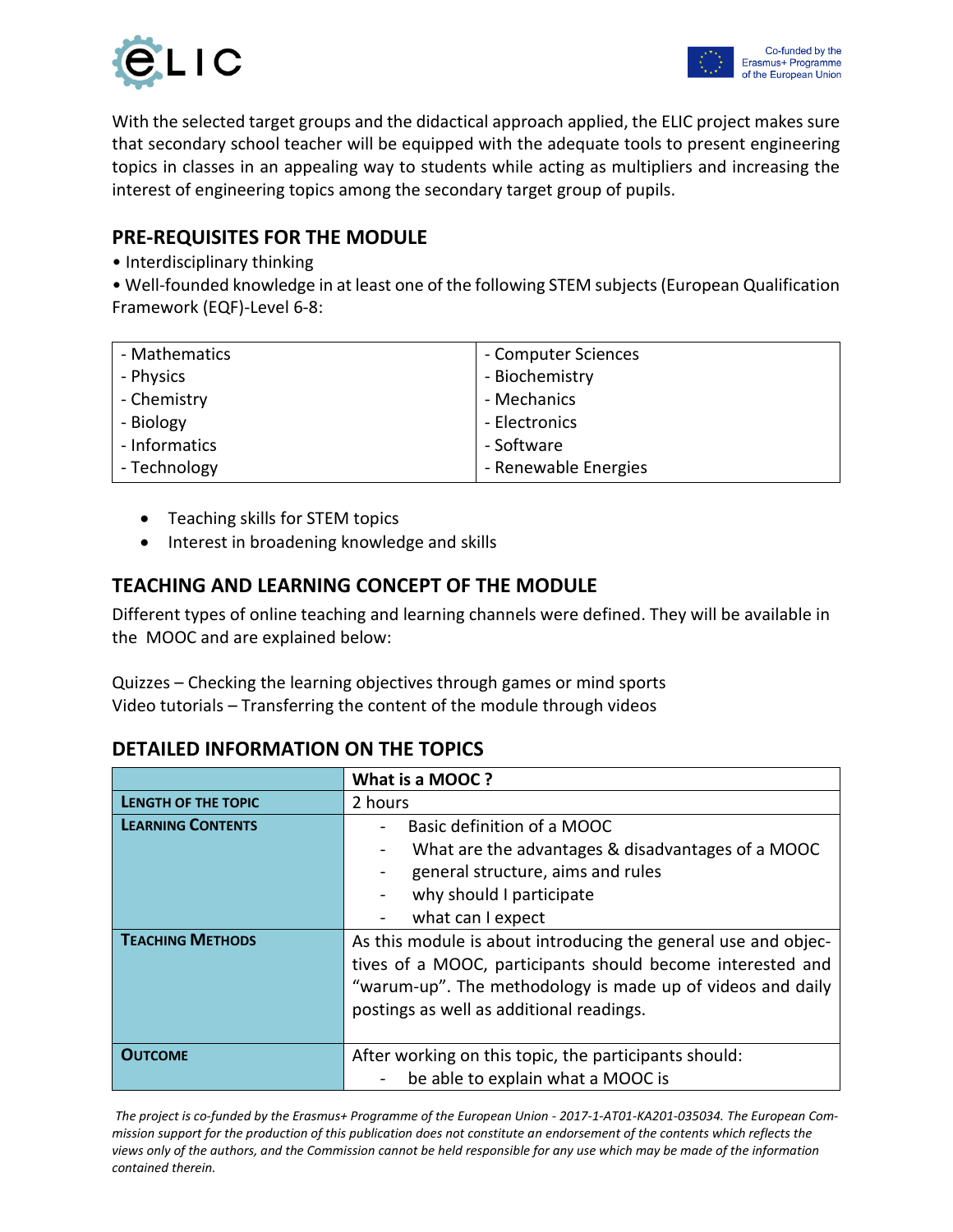With the selected target groups and the didactical approach applied, the ELIC project makes sure that secondary school teacher will be equipped with the adequate tools to present engineering topics in classes in an appealing way to students while acting as multipliers and increasing the interest of engineering topics among the secondary target group of pupils.

## PRE-REQUISITES FOR THE MODULE

• Interdisciplinary thinking

• Well-founded knowledge in at least one of the following STEM subjects (European Qualification Framework (EQF)-Level 6-8:

| | |
|---|---|
| - Mathematics | - Computer Sciences |
| - Physics | - Biochemistry |
| - Chemistry | - Mechanics |
| - Biology | - Electronics |
| - Informatics | - Software |
| - Technology | - Renewable Energies |

- Teaching skills for STEM topics
- Interest in broadening knowledge and skills

## TEACHING AND LEARNING CONCEPT OF THE MODULE

Different types of online teaching and learning channels were defined. They will be available in the MOOC and are explained below:

Quizzes – Checking the learning objectives through games or mind sports
Video tutorials – Transferring the content of the module through videos

## DETAILED INFORMATION ON THE TOPICS

| | **What is a MOOC ?** |
|---|---|
| **LENGTH OF THE TOPIC** | 2 hours |
| **LEARNING CONTENTS** | - Basic definition of a MOOC<br>- What are the advantages & disadvantages of a MOOC<br>- general structure, aims and rules<br>- why should I participate<br>- what can I expect |
| **TEACHING METHODS** | As this module is about introducing the general use and objectives of a MOOC, participants should become interested and "warum-up". The methodology is made up of videos and daily postings as well as additional readings. |
| **OUTCOME** | After working on this topic, the participants should:<br>- be able to explain what a MOOC is |

*The project is co-funded by the Erasmus+ Programme of the European Union - 2017-1-AT01-KA201-035034. The European Commission support for the production of this publication does not constitute an endorsement of the contents which reflects the views only of the authors, and the Commission cannot be held responsible for any use which may be made of the information contained therein.*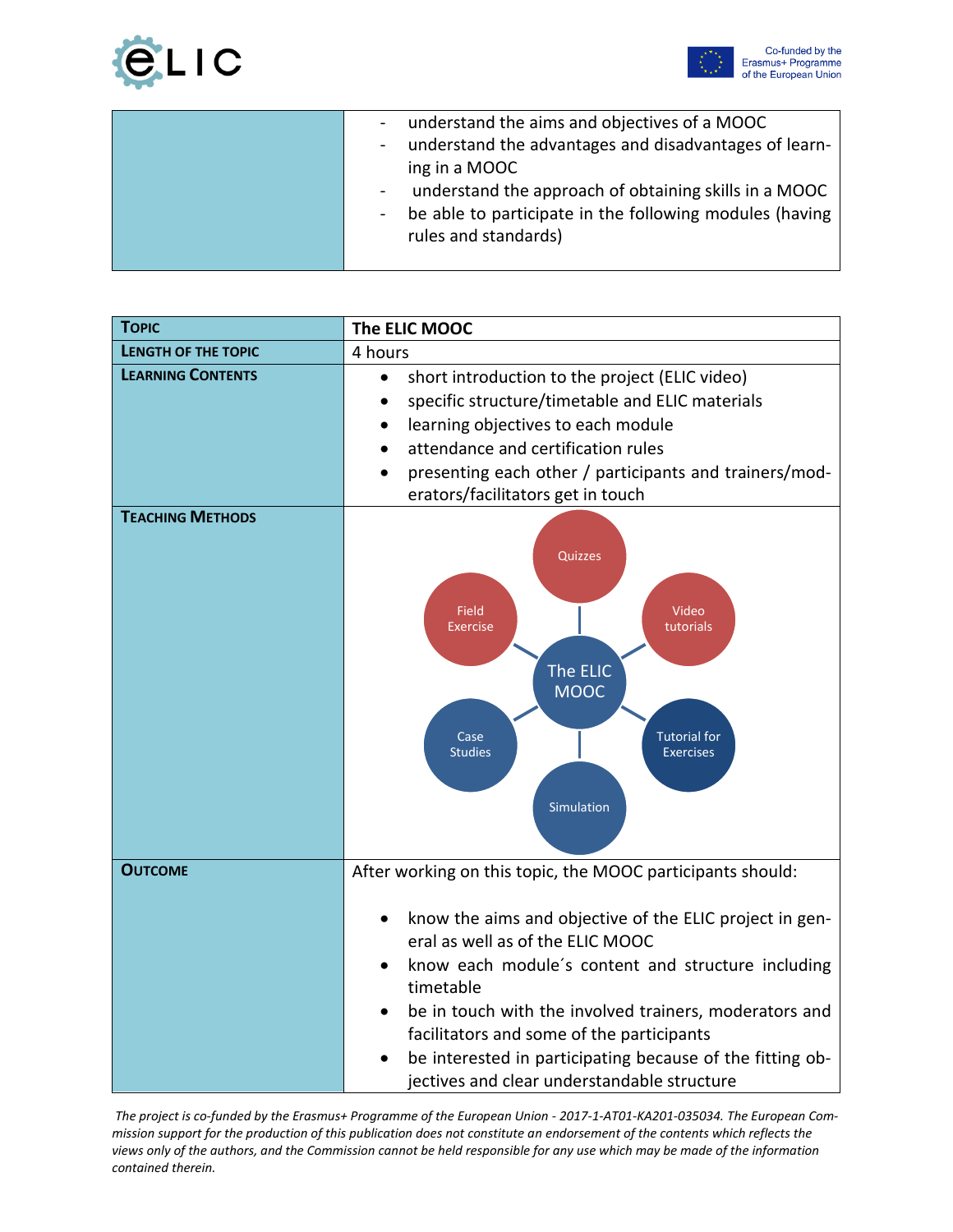| | |
|---|---|
| | - understand the aims and objectives of a MOOC<br>- understand the advantages and disadvantages of learning in a MOOC<br>- understand the approach of obtaining skills in a MOOC<br>- be able to participate in the following modules (having rules and standards) |

| **TOPIC** | **The ELIC MOOC** |
|---|---|
| **LENGTH OF THE TOPIC** | 4 hours |
| **LEARNING CONTENTS** | • short introduction to the project (ELIC video)<br>• specific structure/timetable and ELIC materials<br>• learning objectives to each module<br>• attendance and certification rules<br>• presenting each other / participants and trainers/moderators/facilitators get in touch |
| **TEACHING METHODS** | The ELIC MOOC: Quizzes, Video tutorials, Tutorial for Exercises, Simulation, Case Studies, Field Exercise |
| **OUTCOME** | After working on this topic, the MOOC participants should:<br><br>• know the aims and objective of the ELIC project in general as well as of the ELIC MOOC<br>• know each module´s content and structure including timetable<br>• be in touch with the involved trainers, moderators and facilitators and some of the participants<br>• be interested in participating because of the fitting objectives and clear understandable structure |

*The project is co-funded by the Erasmus+ Programme of the European Union - 2017-1-AT01-KA201-035034. The European Commission support for the production of this publication does not constitute an endorsement of the contents which reflects the views only of the authors, and the Commission cannot be held responsible for any use which may be made of the information contained therein.*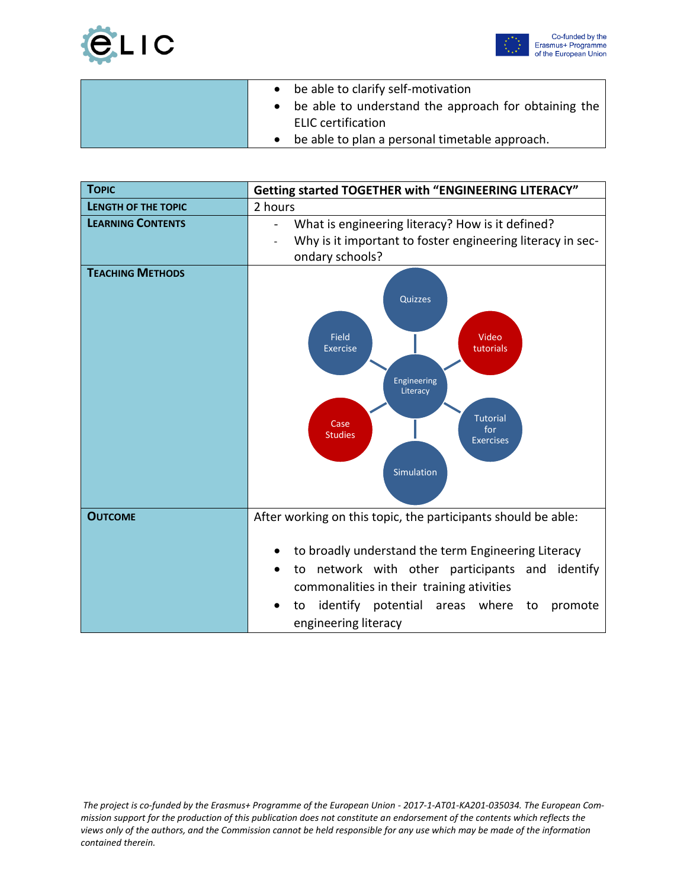| | |
|---|---|
| | • be able to clarify self-motivation<br>• be able to understand the approach for obtaining the ELIC certification<br>• be able to plan a personal timetable approach. |

| **TOPIC** | **Getting started TOGETHER with "ENGINEERING LITERACY"** |
|---|---|
| **LENGTH OF THE TOPIC** | 2 hours |
| **LEARNING CONTENTS** | - What is engineering literacy? How is it defined?<br>- Why is it important to foster engineering literacy in secondary schools? |
| **TEACHING METHODS** | Engineering Literacy: Quizzes, Video tutorials, Tutorial for Exercises, Simulation, Case Studies, Field Exercise |
| **OUTCOME** | After working on this topic, the participants should be able:<br><br>• to broadly understand the term Engineering Literacy<br>• to network with other participants and identify commonalities in their training ativities<br>• to identify potential areas where to promote engineering literacy |

*The project is co-funded by the Erasmus+ Programme of the European Union - 2017-1-AT01-KA201-035034. The European Commission support for the production of this publication does not constitute an endorsement of the contents which reflects the views only of the authors, and the Commission cannot be held responsible for any use which may be made of the information contained therein.*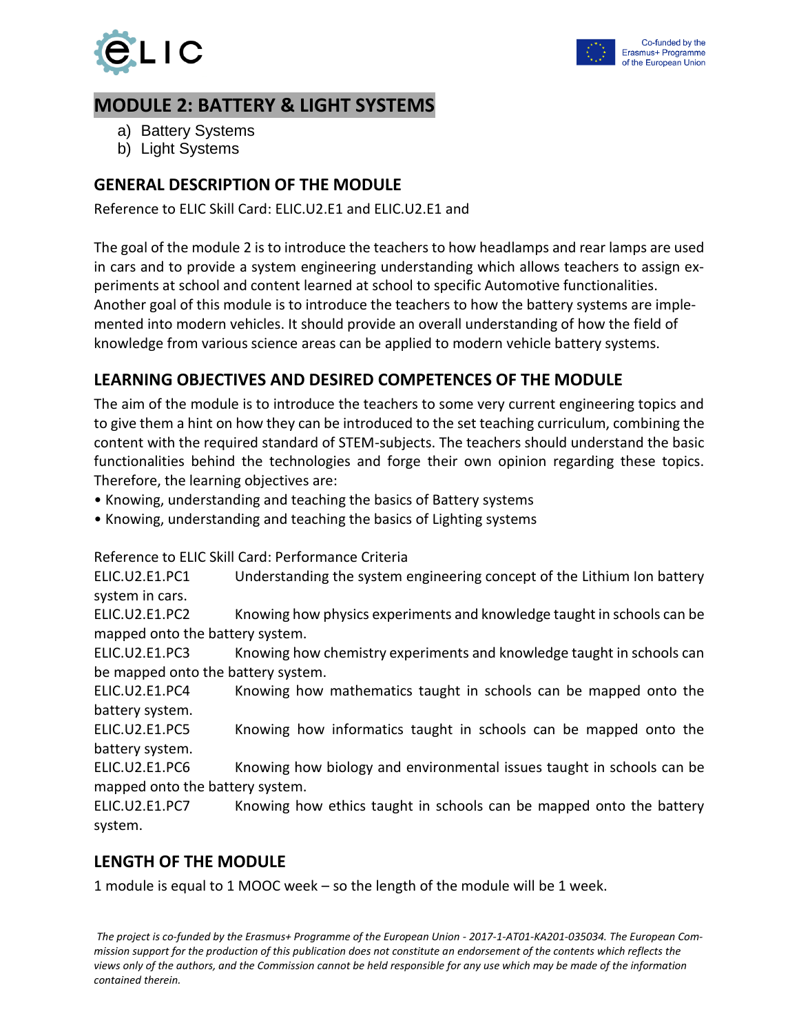# MODULE 2: BATTERY & LIGHT SYSTEMS

a) Battery Systems
b) Light Systems

## GENERAL DESCRIPTION OF THE MODULE

Reference to ELIC Skill Card: ELIC.U2.E1 and ELIC.U2.E1 and

The goal of the module 2 is to introduce the teachers to how headlamps and rear lamps are used in cars and to provide a system engineering understanding which allows teachers to assign experiments at school and content learned at school to specific Automotive functionalities. Another goal of this module is to introduce the teachers to how the battery systems are implemented into modern vehicles. It should provide an overall understanding of how the field of knowledge from various science areas can be applied to modern vehicle battery systems.

## LEARNING OBJECTIVES AND DESIRED COMPETENCES OF THE MODULE

The aim of the module is to introduce the teachers to some very current engineering topics and to give them a hint on how they can be introduced to the set teaching curriculum, combining the content with the required standard of STEM-subjects. The teachers should understand the basic functionalities behind the technologies and forge their own opinion regarding these topics. Therefore, the learning objectives are:

- Knowing, understanding and teaching the basics of Battery systems
- Knowing, understanding and teaching the basics of Lighting systems

Reference to ELIC Skill Card: Performance Criteria

ELIC.U2.E1.PC1 Understanding the system engineering concept of the Lithium Ion battery system in cars.

ELIC.U2.E1.PC2 Knowing how physics experiments and knowledge taught in schools can be mapped onto the battery system.

ELIC.U2.E1.PC3 Knowing how chemistry experiments and knowledge taught in schools can be mapped onto the battery system.

ELIC.U2.E1.PC4 Knowing how mathematics taught in schools can be mapped onto the battery system.

ELIC.U2.E1.PC5 Knowing how informatics taught in schools can be mapped onto the battery system.

ELIC.U2.E1.PC6 Knowing how biology and environmental issues taught in schools can be mapped onto the battery system.

ELIC.U2.E1.PC7 Knowing how ethics taught in schools can be mapped onto the battery system.

## LENGTH OF THE MODULE

1 module is equal to 1 MOOC week – so the length of the module will be 1 week.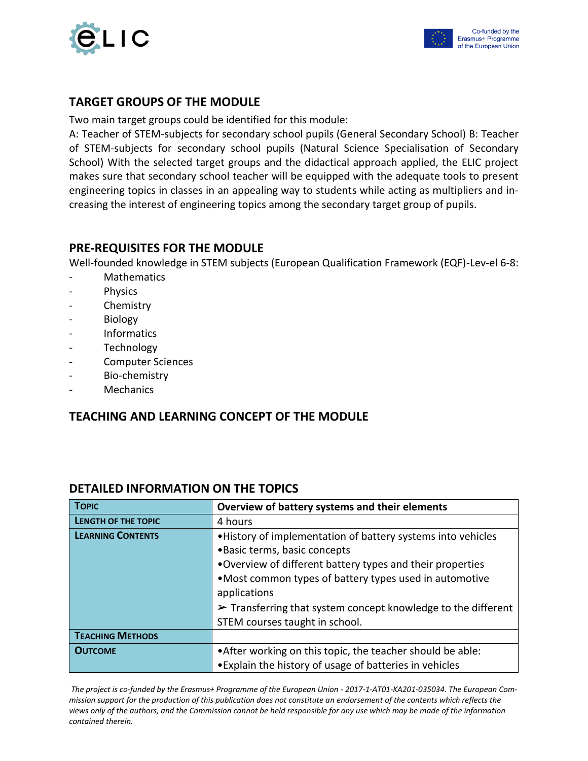## TARGET GROUPS OF THE MODULE

Two main target groups could be identified for this module:

A: Teacher of STEM-subjects for secondary school pupils (General Secondary School) B: Teacher of STEM-subjects for secondary school pupils (Natural Science Specialisation of Secondary School) With the selected target groups and the didactical approach applied, the ELIC project makes sure that secondary school teacher will be equipped with the adequate tools to present engineering topics in classes in an appealing way to students while acting as multipliers and in-creasing the interest of engineering topics among the secondary target group of pupils.

## PRE-REQUISITES FOR THE MODULE

Well-founded knowledge in STEM subjects (European Qualification Framework (EQF)-Lev-el 6-8:

- Mathematics
- Physics
- Chemistry
- Biology
- Informatics
- Technology
- Computer Sciences
- Bio-chemistry
- Mechanics

## TEACHING AND LEARNING CONCEPT OF THE MODULE

## DETAILED INFORMATION ON THE TOPICS

| **TOPIC** | **Overview of battery systems and their elements** |
|---|---|
| **LENGTH OF THE TOPIC** | 4 hours |
| **LEARNING CONTENTS** | •History of implementation of battery systems into vehicles<br>•Basic terms, basic concepts<br>•Overview of different battery types and their properties<br>•Most common types of battery types used in automotive applications<br>➢ Transferring that system concept knowledge to the different STEM courses taught in school. |
| **TEACHING METHODS** | |
| **OUTCOME** | •After working on this topic, the teacher should be able:<br>•Explain the history of usage of batteries in vehicles |

*The project is co-funded by the Erasmus+ Programme of the European Union - 2017-1-AT01-KA201-035034. The European Commission support for the production of this publication does not constitute an endorsement of the contents which reflects the views only of the authors, and the Commission cannot be held responsible for any use which may be made of the information contained therein.*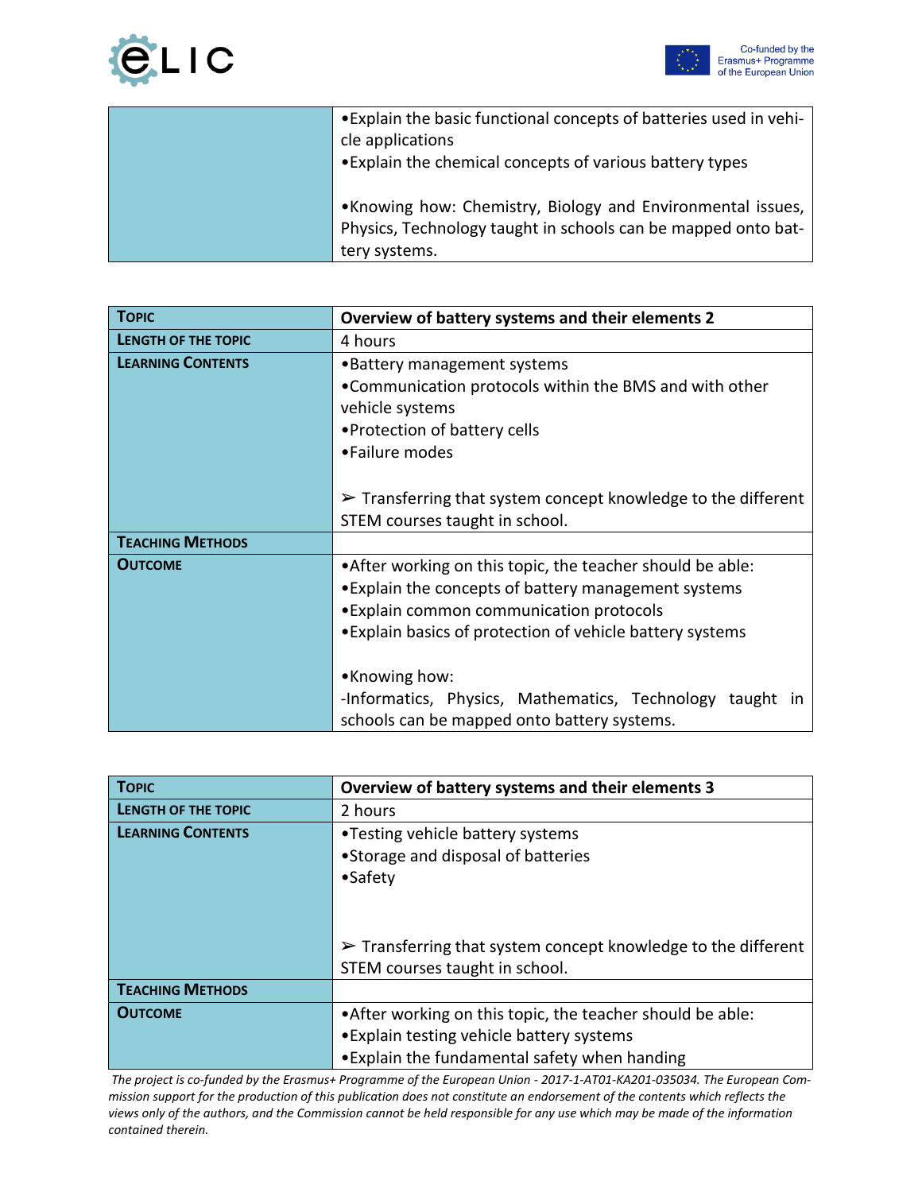| | |
|---|---|
| | •Explain the basic functional concepts of batteries used in vehicle applications<br>•Explain the chemical concepts of various battery types<br><br>•Knowing how: Chemistry, Biology and Environmental issues, Physics, Technology taught in schools can be mapped onto battery systems. |

| **Topic** | **Overview of battery systems and their elements 2** |
|---|---|
| **Length of the topic** | 4 hours |
| **Learning Contents** | •Battery management systems<br>•Communication protocols within the BMS and with other vehicle systems<br>•Protection of battery cells<br>•Failure modes<br><br>➢ Transferring that system concept knowledge to the different STEM courses taught in school. |
| **Teaching Methods** | |
| **Outcome** | •After working on this topic, the teacher should be able:<br>•Explain the concepts of battery management systems<br>•Explain common communication protocols<br>•Explain basics of protection of vehicle battery systems<br><br>•Knowing how:<br>-Informatics, Physics, Mathematics, Technology taught in schools can be mapped onto battery systems. |

| **Topic** | **Overview of battery systems and their elements 3** |
|---|---|
| **Length of the topic** | 2 hours |
| **Learning Contents** | •Testing vehicle battery systems<br>•Storage and disposal of batteries<br>•Safety<br><br>➢ Transferring that system concept knowledge to the different STEM courses taught in school. |
| **Teaching Methods** | |
| **Outcome** | •After working on this topic, the teacher should be able:<br>•Explain testing vehicle battery systems<br>•Explain the fundamental safety when handing |

*The project is co-funded by the Erasmus+ Programme of the European Union - 2017-1-AT01-KA201-035034. The European Commission support for the production of this publication does not constitute an endorsement of the contents which reflects the views only of the authors, and the Commission cannot be held responsible for any use which may be made of the information contained therein.*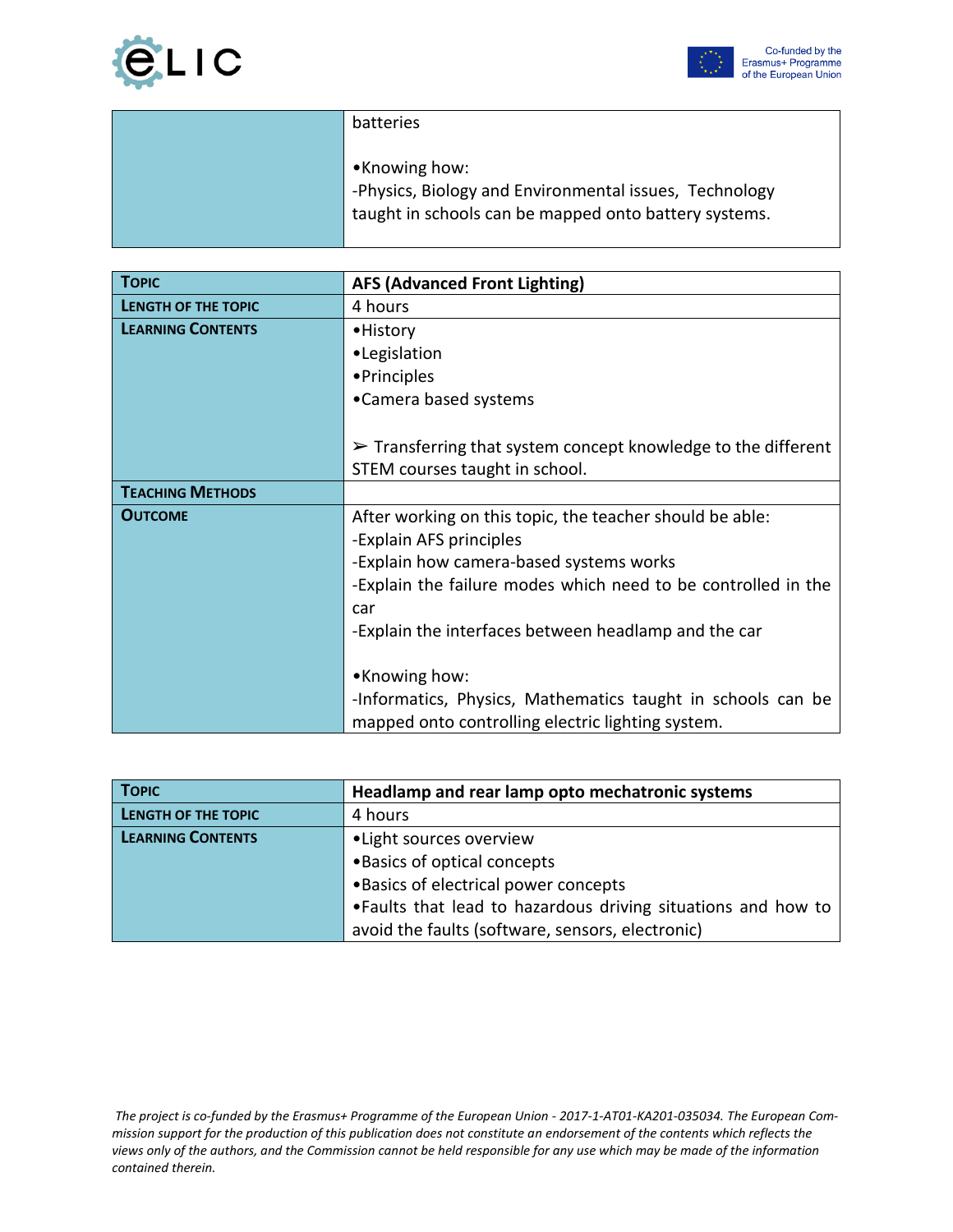| | |
|---|---|
| | batteries<br><br>•Knowing how:<br>-Physics, Biology and Environmental issues, Technology taught in schools can be mapped onto battery systems. |

| **Topic** | **AFS (Advanced Front Lighting)** |
|---|---|
| **Length of the topic** | 4 hours |
| **Learning Contents** | •History<br>•Legislation<br>•Principles<br>•Camera based systems<br><br>➢ Transferring that system concept knowledge to the different STEM courses taught in school. |
| **Teaching Methods** | |
| **Outcome** | After working on this topic, the teacher should be able:<br>-Explain AFS principles<br>-Explain how camera-based systems works<br>-Explain the failure modes which need to be controlled in the car<br>-Explain the interfaces between headlamp and the car<br><br>•Knowing how:<br>-Informatics, Physics, Mathematics taught in schools can be mapped onto controlling electric lighting system. |

| **Topic** | **Headlamp and rear lamp opto mechatronic systems** |
|---|---|
| **Length of the topic** | 4 hours |
| **Learning Contents** | •Light sources overview<br>•Basics of optical concepts<br>•Basics of electrical power concepts<br>•Faults that lead to hazardous driving situations and how to avoid the faults (software, sensors, electronic) |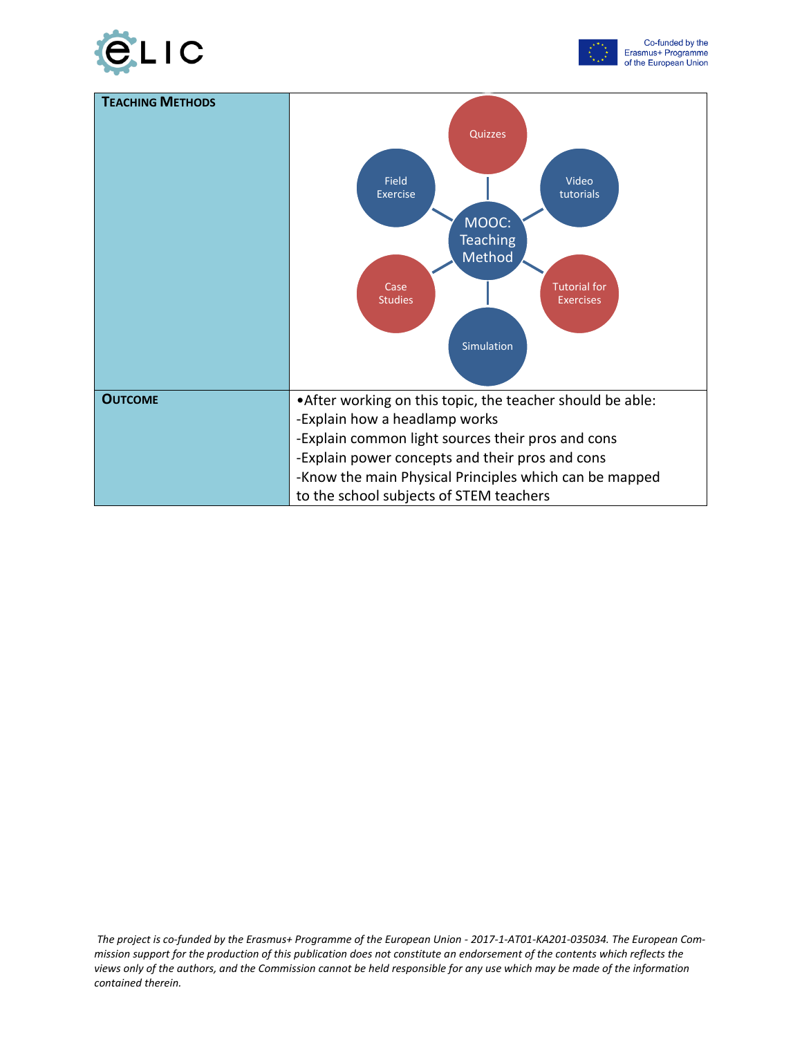| **Teaching Methods** | MOOC: Teaching Method<br>Quizzes<br>Video tutorials<br>Tutorial for Exercises<br>Simulation<br>Case Studies<br>Field Exercise |
|---|---|
| **Outcome** | •After working on this topic, the teacher should be able:<br>-Explain how a headlamp works<br>-Explain common light sources their pros and cons<br>-Explain power concepts and their pros and cons<br>-Know the main Physical Principles which can be mapped to the school subjects of STEM teachers |

*The project is co-funded by the Erasmus+ Programme of the European Union - 2017-1-AT01-KA201-035034. The European Commission support for the production of this publication does not constitute an endorsement of the contents which reflects the views only of the authors, and the Commission cannot be held responsible for any use which may be made of the information contained therein.*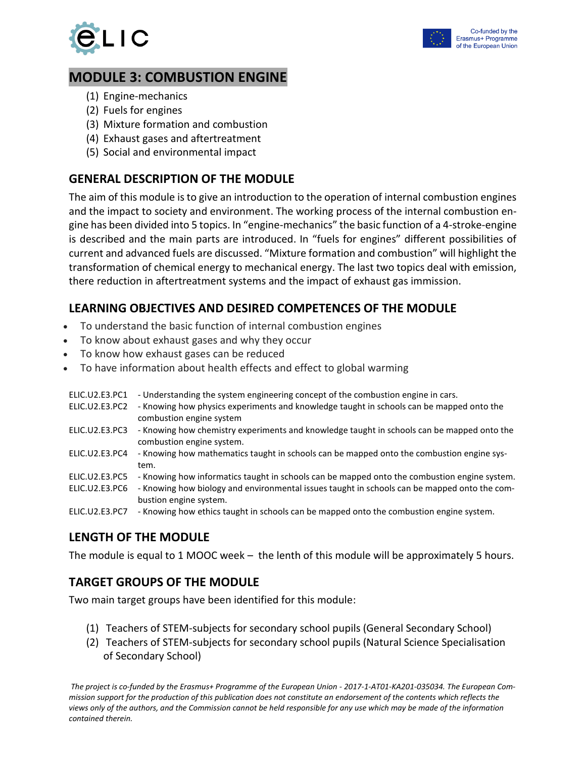# MODULE 3: COMBUSTION ENGINE

(1) Engine-mechanics
(2) Fuels for engines
(3) Mixture formation and combustion
(4) Exhaust gases and aftertreatment
(5) Social and environmental impact

## GENERAL DESCRIPTION OF THE MODULE

The aim of this module is to give an introduction to the operation of internal combustion engines and the impact to society and environment. The working process of the internal combustion engine has been divided into 5 topics. In "engine-mechanics" the basic function of a 4-stroke-engine is described and the main parts are introduced. In "fuels for engines" different possibilities of current and advanced fuels are discussed. "Mixture formation and combustion" will highlight the transformation of chemical energy to mechanical energy. The last two topics deal with emission, there reduction in aftertreatment systems and the impact of exhaust gas immission.

## LEARNING OBJECTIVES AND DESIRED COMPETENCES OF THE MODULE

- To understand the basic function of internal combustion engines
- To know about exhaust gases and why they occur
- To know how exhaust gases can be reduced
- To have information about health effects and effect to global warming

| | |
|---|---|
| ELIC.U2.E3.PC1 | - Understanding the system engineering concept of the combustion engine in cars. |
| ELIC.U2.E3.PC2 | - Knowing how physics experiments and knowledge taught in schools can be mapped onto the combustion engine system |
| ELIC.U2.E3.PC3 | - Knowing how chemistry experiments and knowledge taught in schools can be mapped onto the combustion engine system. |
| ELIC.U2.E3.PC4 | - Knowing how mathematics taught in schools can be mapped onto the combustion engine system. |
| ELIC.U2.E3.PC5 | - Knowing how informatics taught in schools can be mapped onto the combustion engine system. |
| ELIC.U2.E3.PC6 | - Knowing how biology and environmental issues taught in schools can be mapped onto the combustion engine system. |
| ELIC.U2.E3.PC7 | - Knowing how ethics taught in schools can be mapped onto the combustion engine system. |

## LENGTH OF THE MODULE

The module is equal to 1 MOOC week – the lenth of this module will be approximately 5 hours.

## TARGET GROUPS OF THE MODULE

Two main target groups have been identified for this module:

(1) Teachers of STEM-subjects for secondary school pupils (General Secondary School)
(2) Teachers of STEM-subjects for secondary school pupils (Natural Science Specialisation of Secondary School)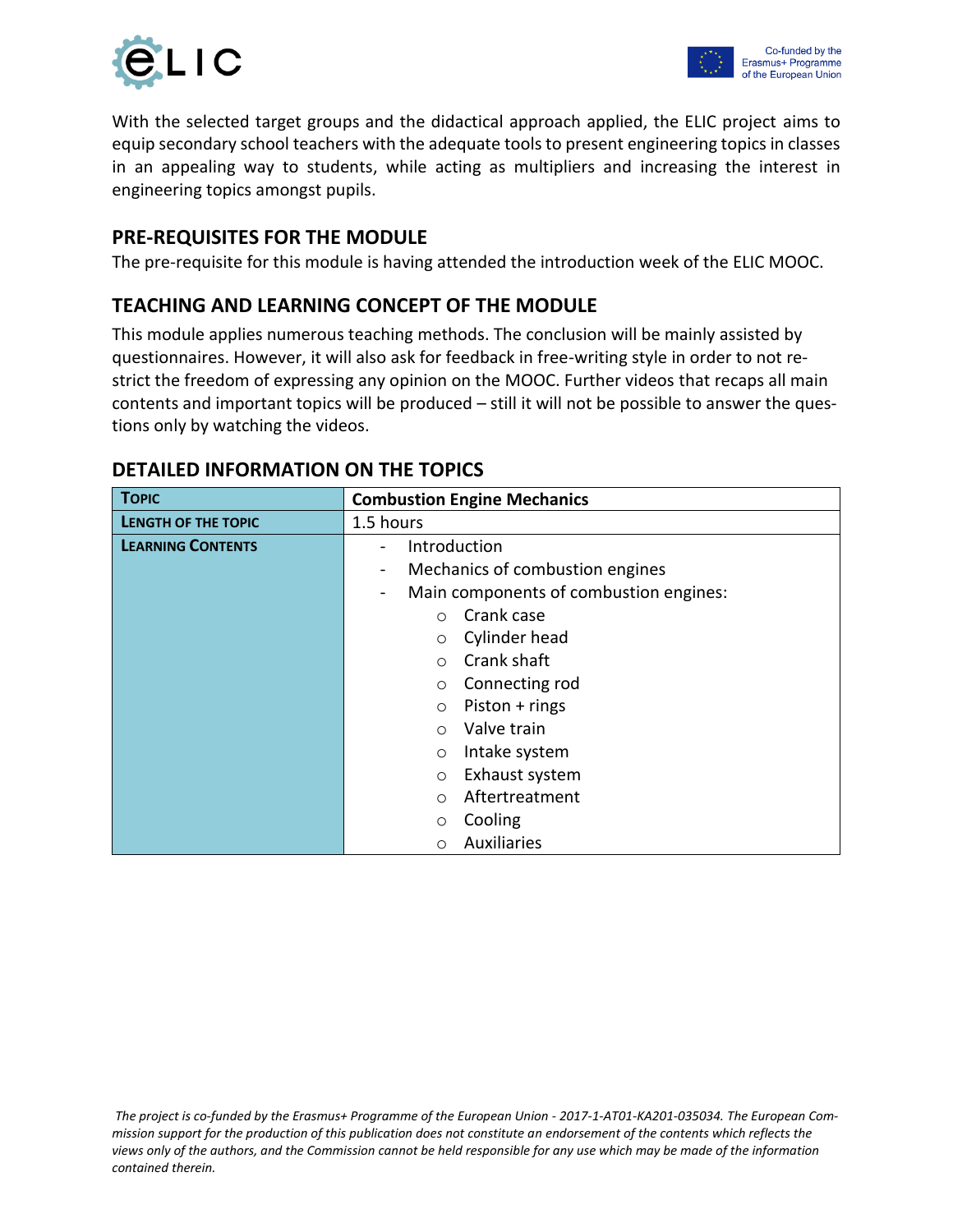With the selected target groups and the didactical approach applied, the ELIC project aims to equip secondary school teachers with the adequate tools to present engineering topics in classes in an appealing way to students, while acting as multipliers and increasing the interest in engineering topics amongst pupils.

## PRE-REQUISITES FOR THE MODULE

The pre-requisite for this module is having attended the introduction week of the ELIC MOOC.

## TEACHING AND LEARNING CONCEPT OF THE MODULE

This module applies numerous teaching methods. The conclusion will be mainly assisted by questionnaires. However, it will also ask for feedback in free-writing style in order to not restrict the freedom of expressing any opinion on the MOOC. Further videos that recaps all main contents and important topics will be produced – still it will not be possible to answer the questions only by watching the videos.

## DETAILED INFORMATION ON THE TOPICS

| TOPIC | Combustion Engine Mechanics |
| --- | --- |
| LENGTH OF THE TOPIC | 1.5 hours |
| LEARNING CONTENTS | - Introduction<br>- Mechanics of combustion engines<br>- Main components of combustion engines:<br>  ○ Crank case<br>  ○ Cylinder head<br>  ○ Crank shaft<br>  ○ Connecting rod<br>  ○ Piston + rings<br>  ○ Valve train<br>  ○ Intake system<br>  ○ Exhaust system<br>  ○ Aftertreatment<br>  ○ Cooling<br>  ○ Auxiliaries |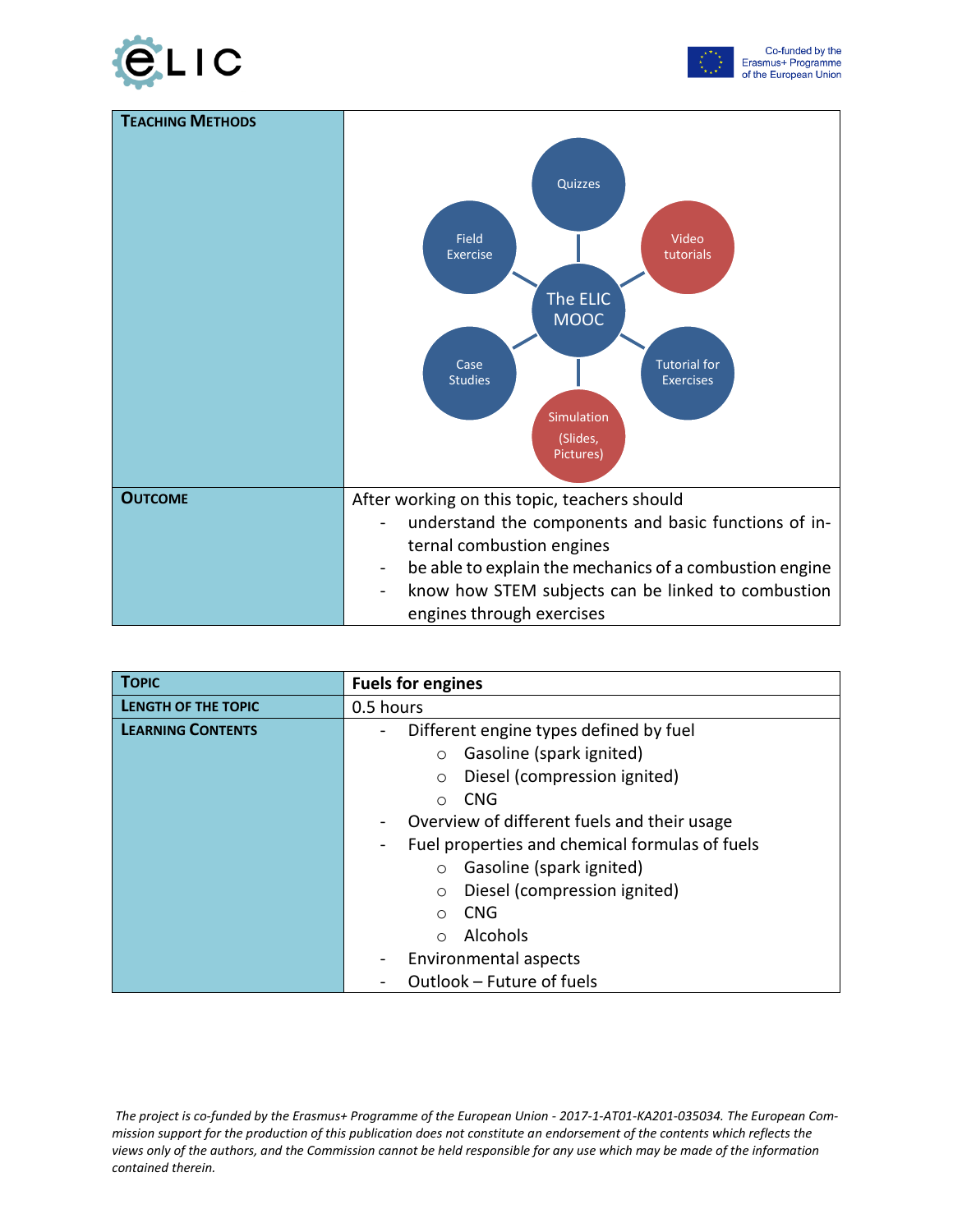| **Teaching Methods** | Quizzes; Video tutorials; Tutorial for Exercises; Simulation (Slides, Pictures); Case Studies; Field Exercise — The ELIC MOOC |
|---|---|
| **Outcome** | After working on this topic, teachers should<br>- understand the components and basic functions of internal combustion engines<br>- be able to explain the mechanics of a combustion engine<br>- know how STEM subjects can be linked to combustion engines through exercises |

| **Topic** | **Fuels for engines** |
|---|---|
| **Length of the Topic** | 0.5 hours |
| **Learning Contents** | - Different engine types defined by fuel<br>  ○ Gasoline (spark ignited)<br>  ○ Diesel (compression ignited)<br>  ○ CNG<br>- Overview of different fuels and their usage<br>- Fuel properties and chemical formulas of fuels<br>  ○ Gasoline (spark ignited)<br>  ○ Diesel (compression ignited)<br>  ○ CNG<br>  ○ Alcohols<br>- Environmental aspects<br>- Outlook – Future of fuels |

*The project is co-funded by the Erasmus+ Programme of the European Union - 2017-1-AT01-KA201-035034. The European Commission support for the production of this publication does not constitute an endorsement of the contents which reflects the views only of the authors, and the Commission cannot be held responsible for any use which may be made of the information contained therein.*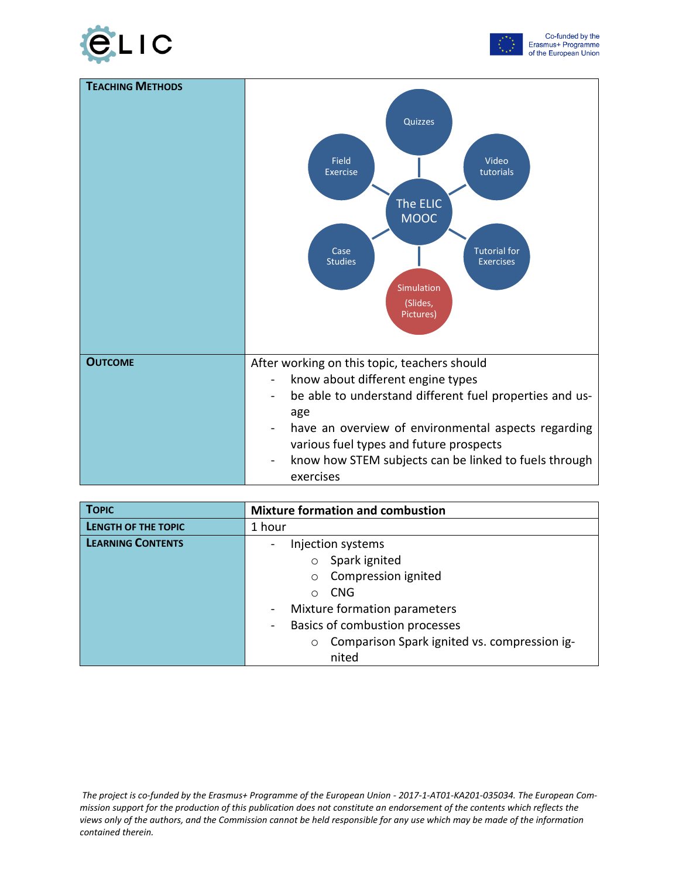| **Teaching Methods** | Quizzes, Video tutorials, Tutorial for Exercises, Simulation (Slides, Pictures), Case Studies, Field Exercise — The ELIC MOOC |
|---|---|
| **Outcome** | After working on this topic, teachers should<br>- know about different engine types<br>- be able to understand different fuel properties and usage<br>- have an overview of environmental aspects regarding various fuel types and future prospects<br>- know how STEM subjects can be linked to fuels through exercises |

| **Topic** | **Mixture formation and combustion** |
|---|---|
| **Length of the Topic** | 1 hour |
| **Learning Contents** | - Injection systems<br>  ○ Spark ignited<br>  ○ Compression ignited<br>  ○ CNG<br>- Mixture formation parameters<br>- Basics of combustion processes<br>  ○ Comparison Spark ignited vs. compression ignited |

*The project is co-funded by the Erasmus+ Programme of the European Union - 2017-1-AT01-KA201-035034. The European Commission support for the production of this publication does not constitute an endorsement of the contents which reflects the views only of the authors, and the Commission cannot be held responsible for any use which may be made of the information contained therein.*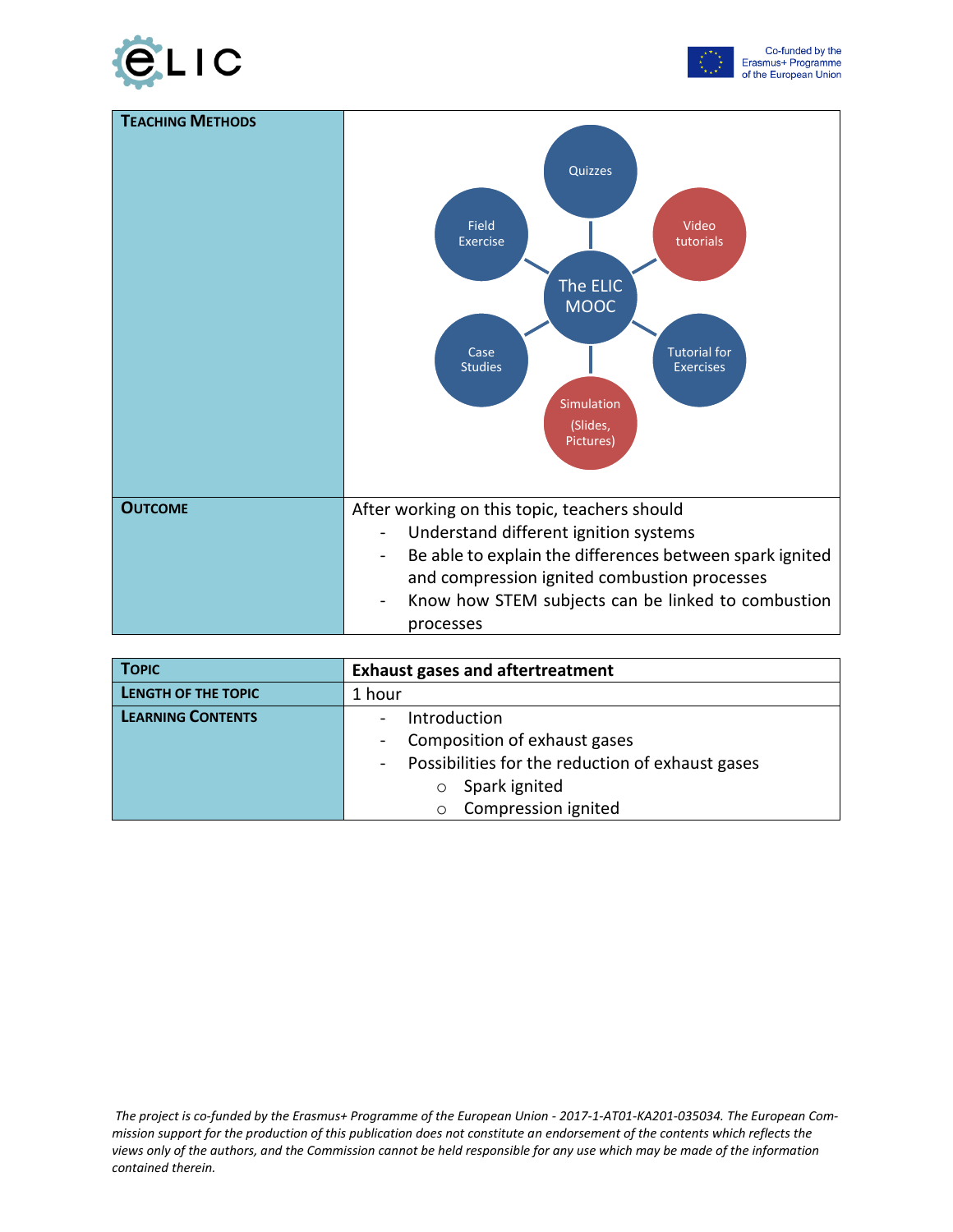| **Teaching Methods** | The ELIC MOOC: Quizzes, Video tutorials, Tutorial for Exercises, Simulation (Slides, Pictures), Case Studies, Field Exercise |
|---|---|
| **Outcome** | After working on this topic, teachers should<br>- Understand different ignition systems<br>- Be able to explain the differences between spark ignited and compression ignited combustion processes<br>- Know how STEM subjects can be linked to combustion processes |

| **Topic** | **Exhaust gases and aftertreatment** |
|---|---|
| **Length of the topic** | 1 hour |
| **Learning Contents** | - Introduction<br>- Composition of exhaust gases<br>- Possibilities for the reduction of exhaust gases<br>  ○ Spark ignited<br>  ○ Compression ignited |

*The project is co-funded by the Erasmus+ Programme of the European Union - 2017-1-AT01-KA201-035034. The European Commission support for the production of this publication does not constitute an endorsement of the contents which reflects the views only of the authors, and the Commission cannot be held responsible for any use which may be made of the information contained therein.*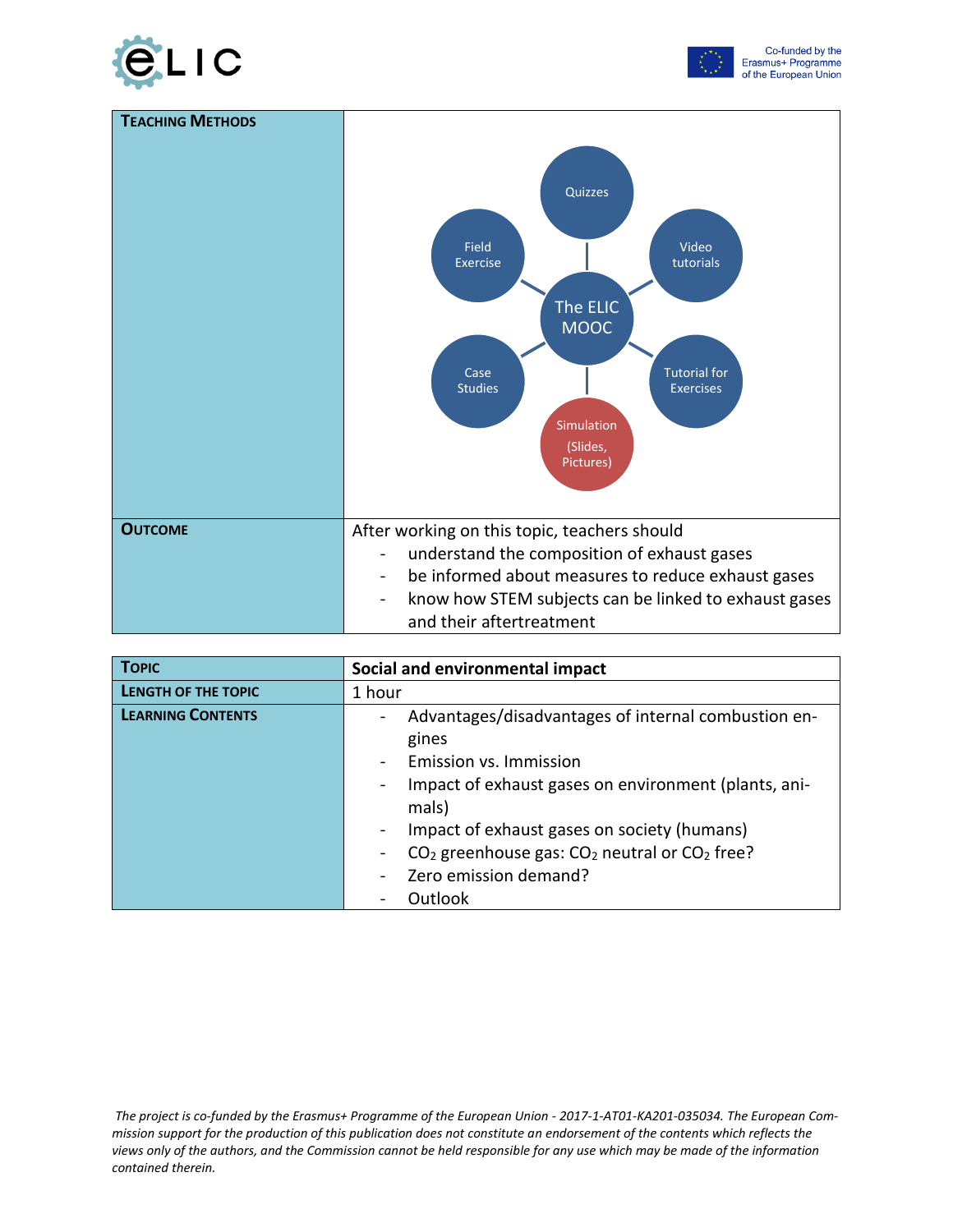| **Teaching Methods** | The ELIC MOOC: Quizzes, Video tutorials, Tutorial for Exercises, Simulation (Slides, Pictures), Case Studies, Field Exercise |
|---|---|
| **Outcome** | After working on this topic, teachers should<br>- understand the composition of exhaust gases<br>- be informed about measures to reduce exhaust gases<br>- know how STEM subjects can be linked to exhaust gases and their aftertreatment |

| **Topic** | **Social and environmental impact** |
|---|---|
| **Length of the topic** | 1 hour |
| **Learning Contents** | - Advantages/disadvantages of internal combustion engines<br>- Emission vs. Immission<br>- Impact of exhaust gases on environment (plants, animals)<br>- Impact of exhaust gases on society (humans)<br>- $CO_2$ greenhouse gas: $CO_2$ neutral or $CO_2$ free?<br>- Zero emission demand?<br>- Outlook |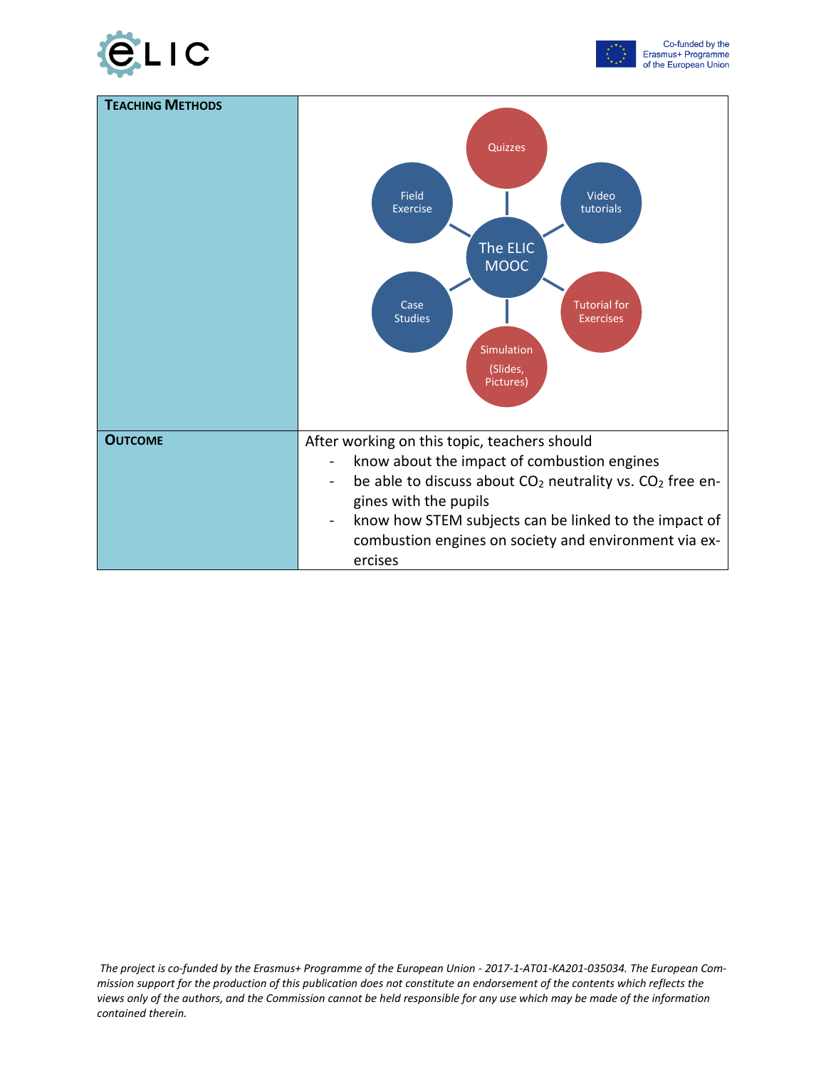| **Teaching Methods** | The ELIC MOOC: Quizzes, Video tutorials, Tutorial for Exercises, Simulation (Slides, Pictures), Case Studies, Field Exercise |
|---|---|
| **Outcome** | After working on this topic, teachers should<br>- know about the impact of combustion engines<br>- be able to discuss about $CO_2$ neutrality vs. $CO_2$ free engines with the pupils<br>- know how STEM subjects can be linked to the impact of combustion engines on society and environment via exercises |

*The project is co-funded by the Erasmus+ Programme of the European Union - 2017-1-AT01-KA201-035034. The European Commission support for the production of this publication does not constitute an endorsement of the contents which reflects the views only of the authors, and the Commission cannot be held responsible for any use which may be made of the information contained therein.*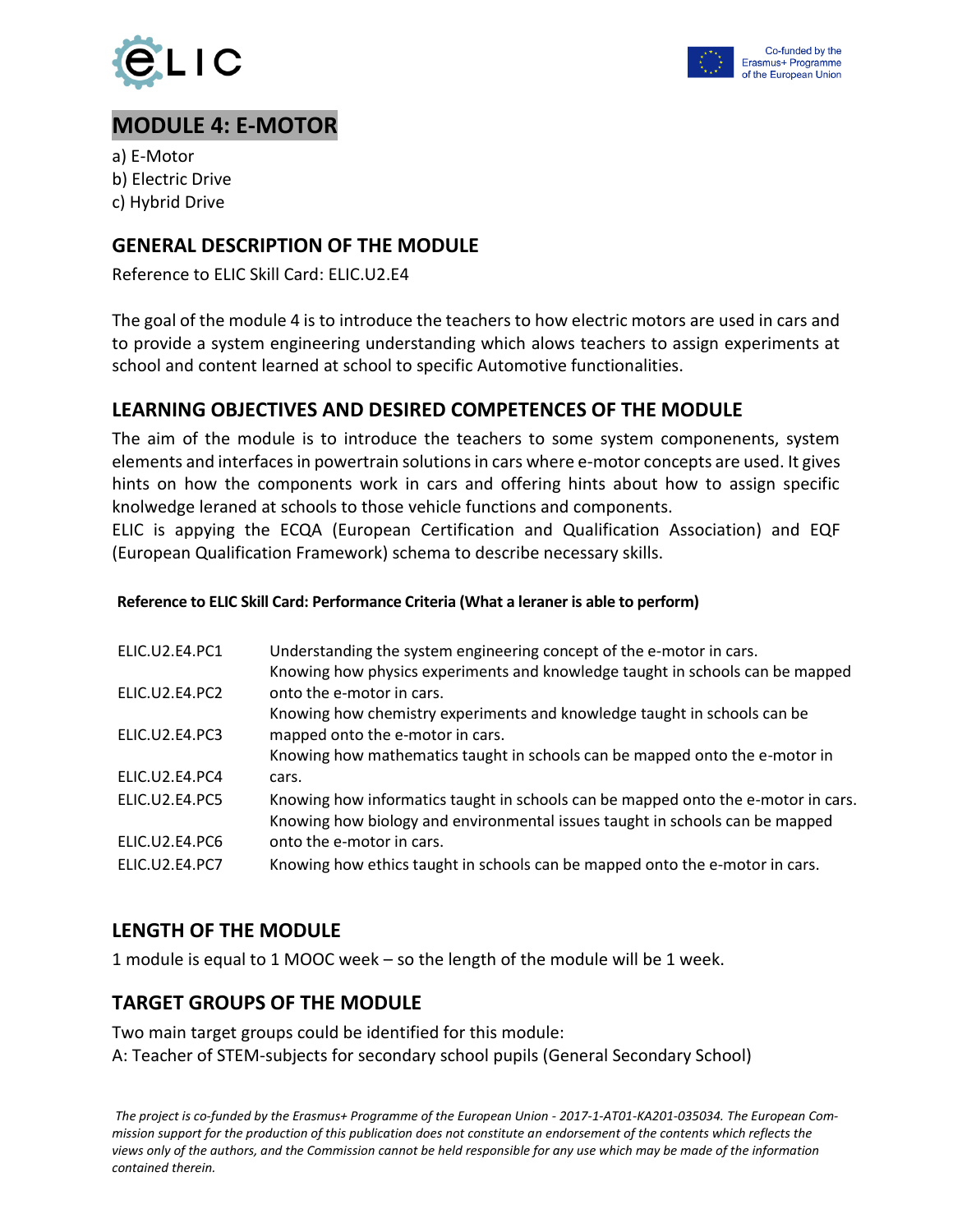# MODULE 4: E-MOTOR

a) E-Motor
b) Electric Drive
c) Hybrid Drive

## GENERAL DESCRIPTION OF THE MODULE

Reference to ELIC Skill Card: ELIC.U2.E4

The goal of the module 4 is to introduce the teachers to how electric motors are used in cars and to provide a system engineering understanding which alows teachers to assign experiments at school and content learned at school to specific Automotive functionalities.

## LEARNING OBJECTIVES AND DESIRED COMPETENCES OF THE MODULE

The aim of the module is to introduce the teachers to some system componenents, system elements and interfaces in powertrain solutions in cars where e-motor concepts are used. It gives hints on how the components work in cars and offering hints about how to assign specific knolwedge leraned at schools to those vehicle functions and components.
ELIC is appying the ECQA (European Certification and Qualification Association) and EQF (European Qualification Framework) schema to describe necessary skills.

**Reference to ELIC Skill Card: Performance Criteria (What a leraner is able to perform)**

| | |
|---|---|
| ELIC.U2.E4.PC1 | Understanding the system engineering concept of the e-motor in cars. |
| ELIC.U2.E4.PC2 | Knowing how physics experiments and knowledge taught in schools can be mapped onto the e-motor in cars. |
| ELIC.U2.E4.PC3 | Knowing how chemistry experiments and knowledge taught in schools can be mapped onto the e-motor in cars. |
| ELIC.U2.E4.PC4 | Knowing how mathematics taught in schools can be mapped onto the e-motor in cars. |
| ELIC.U2.E4.PC5 | Knowing how informatics taught in schools can be mapped onto the e-motor in cars. |
| ELIC.U2.E4.PC6 | Knowing how biology and environmental issues taught in schools can be mapped onto the e-motor in cars. |
| ELIC.U2.E4.PC7 | Knowing how ethics taught in schools can be mapped onto the e-motor in cars. |

## LENGTH OF THE MODULE

1 module is equal to 1 MOOC week – so the length of the module will be 1 week.

## TARGET GROUPS OF THE MODULE

Two main target groups could be identified for this module:
A: Teacher of STEM-subjects for secondary school pupils (General Secondary School)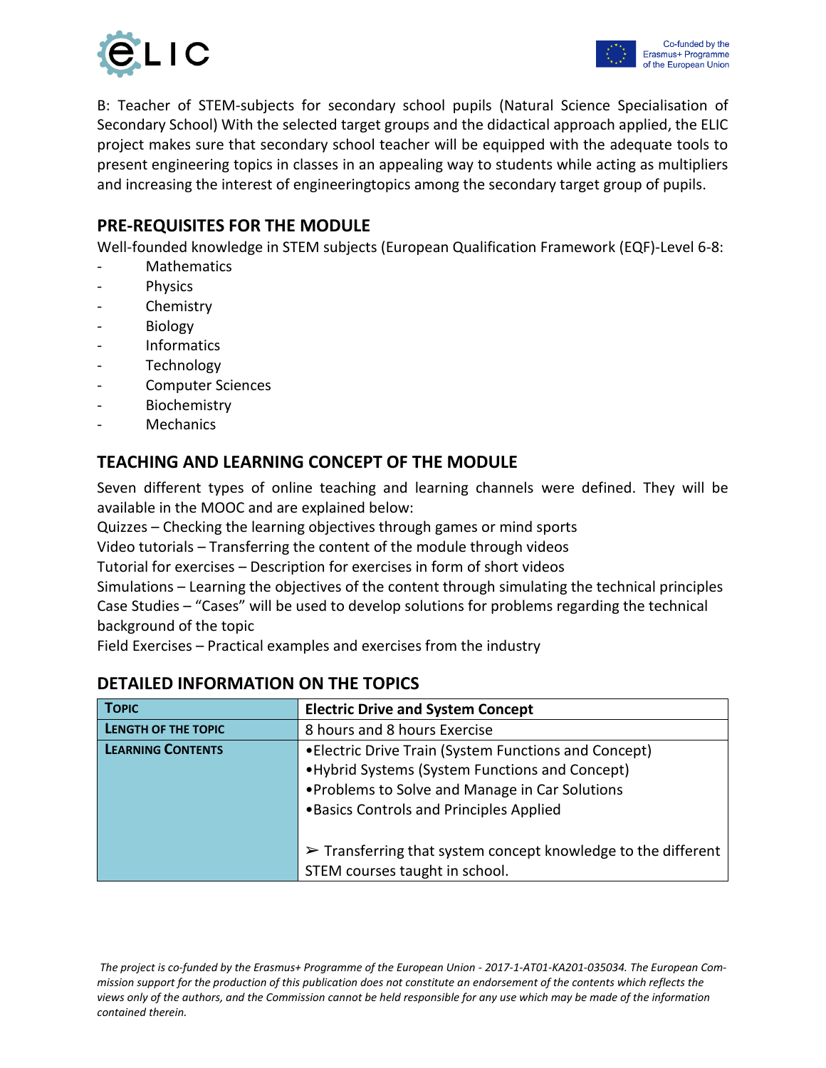B: Teacher of STEM-subjects for secondary school pupils (Natural Science Specialisation of Secondary School) With the selected target groups and the didactical approach applied, the ELIC project makes sure that secondary school teacher will be equipped with the adequate tools to present engineering topics in classes in an appealing way to students while acting as multipliers and increasing the interest of engineeringtopics among the secondary target group of pupils.

## PRE-REQUISITES FOR THE MODULE

Well-founded knowledge in STEM subjects (European Qualification Framework (EQF)-Level 6-8:

- Mathematics
- Physics
- Chemistry
- Biology
- Informatics
- Technology
- Computer Sciences
- Biochemistry
- Mechanics

## TEACHING AND LEARNING CONCEPT OF THE MODULE

Seven different types of online teaching and learning channels were defined. They will be available in the MOOC and are explained below:

Quizzes – Checking the learning objectives through games or mind sports

Video tutorials – Transferring the content of the module through videos

Tutorial for exercises – Description for exercises in form of short videos

Simulations – Learning the objectives of the content through simulating the technical principles

Case Studies – "Cases" will be used to develop solutions for problems regarding the technical background of the topic

Field Exercises – Practical examples and exercises from the industry

## DETAILED INFORMATION ON THE TOPICS

| **TOPIC** | **Electric Drive and System Concept** |
|---|---|
| **LENGTH OF THE TOPIC** | 8 hours and 8 hours Exercise |
| **LEARNING CONTENTS** | •Electric Drive Train (System Functions and Concept)<br>•Hybrid Systems (System Functions and Concept)<br>•Problems to Solve and Manage in Car Solutions<br>•Basics Controls and Principles Applied<br><br>➢ Transferring that system concept knowledge to the different STEM courses taught in school. |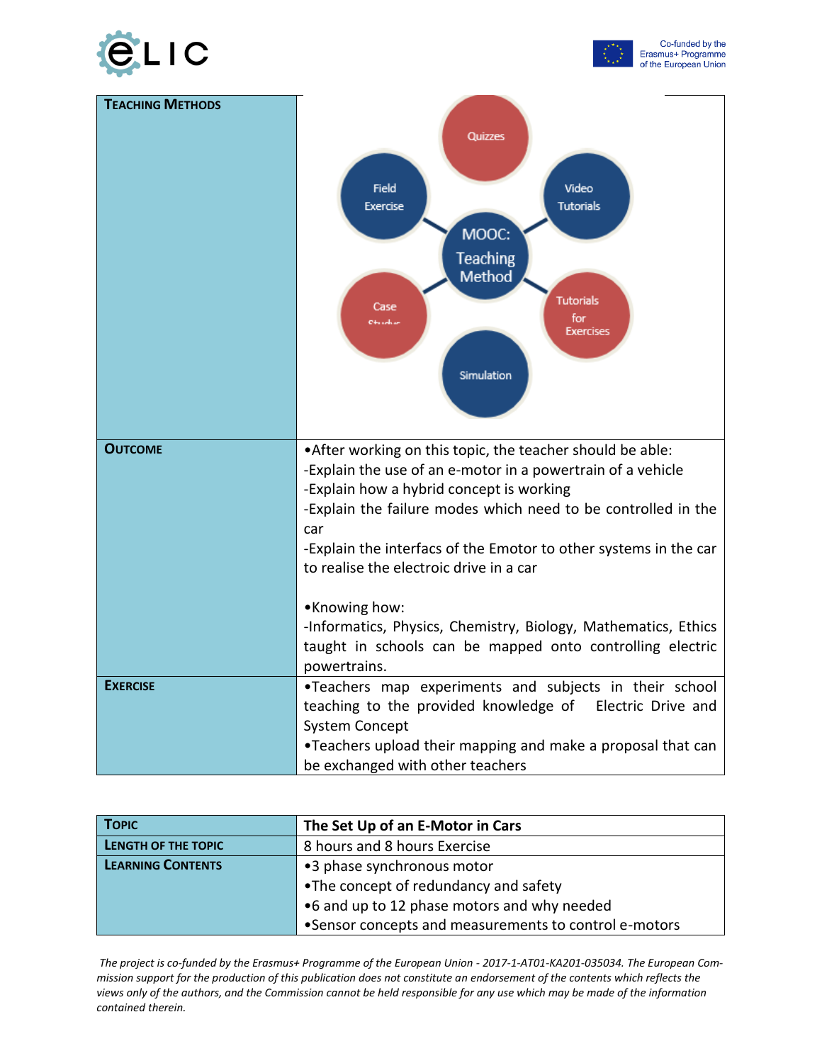| TEACHING METHODS | MOOC: Teaching Method — Quizzes, Video Tutorials, Tutorials for Exercises, Simulation, Case Studies, Field Exercise |
|---|---|
| OUTCOME | •After working on this topic, the teacher should be able:<br>-Explain the use of an e-motor in a powertrain of a vehicle<br>-Explain how a hybrid concept is working<br>-Explain the failure modes which need to be controlled in the car<br>-Explain the interfacs of the Emotor to other systems in the car to realise the electroic drive in a car<br><br>•Knowing how:<br>-Informatics, Physics, Chemistry, Biology, Mathematics, Ethics taught in schools can be mapped onto controlling electric powertrains. |
| EXERCISE | •Teachers map experiments and subjects in their school teaching to the provided knowledge of Electric Drive and System Concept<br>•Teachers upload their mapping and make a proposal that can be exchanged with other teachers |

| TOPIC | The Set Up of an E-Motor in Cars |
|---|---|
| LENGTH OF THE TOPIC | 8 hours and 8 hours Exercise |
| LEARNING CONTENTS | •3 phase synchronous motor<br>•The concept of redundancy and safety<br>•6 and up to 12 phase motors and why needed<br>•Sensor concepts and measurements to control e-motors |

*The project is co-funded by the Erasmus+ Programme of the European Union - 2017-1-AT01-KA201-035034. The European Commission support for the production of this publication does not constitute an endorsement of the contents which reflects the views only of the authors, and the Commission cannot be held responsible for any use which may be made of the information contained therein.*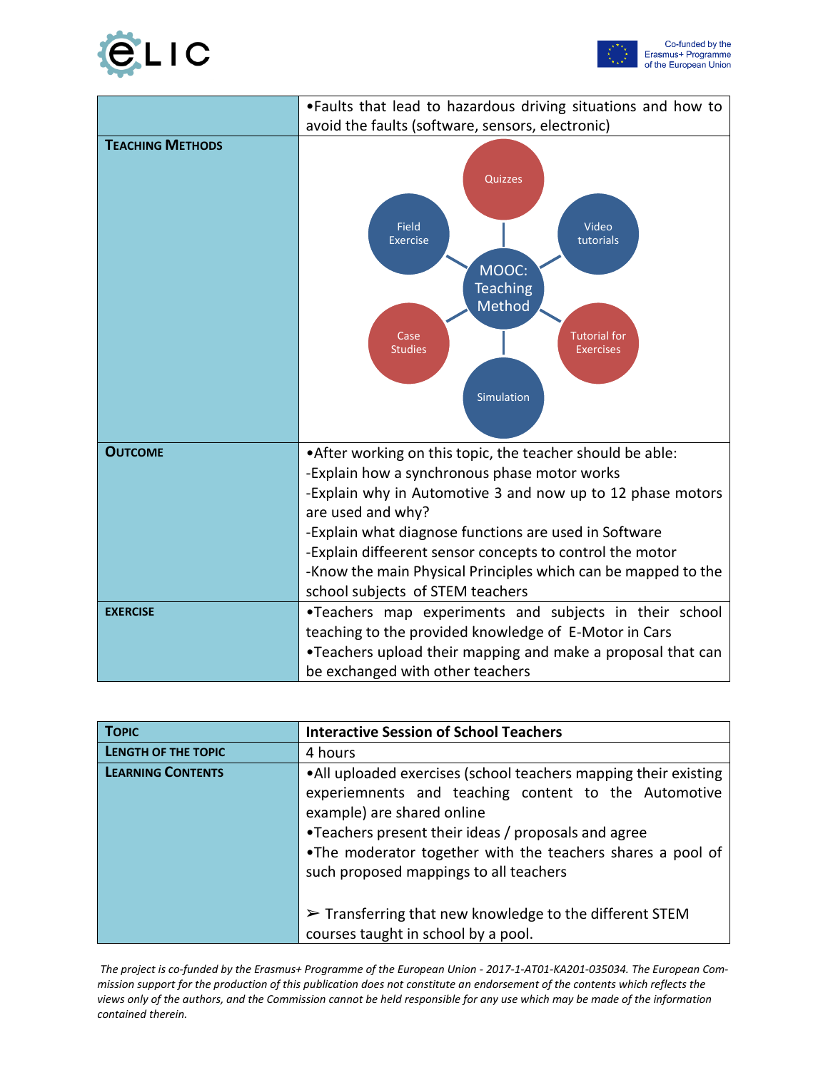| | |
|---|---|
| | •Faults that lead to hazardous driving situations and how to avoid the faults (software, sensors, electronic) |
| **Teaching Methods** | MOOC: Teaching Method — Quizzes, Video tutorials, Tutorial for Exercises, Simulation, Case Studies, Field Exercise |
| **Outcome** | •After working on this topic, the teacher should be able:<br>-Explain how a synchronous phase motor works<br>-Explain why in Automotive 3 and now up to 12 phase motors are used and why?<br>-Explain what diagnose functions are used in Software<br>-Explain diffeerent sensor concepts to control the motor<br>-Know the main Physical Principles which can be mapped to the school subjects of STEM teachers |
| **Exercise** | •Teachers map experiments and subjects in their school teaching to the provided knowledge of E-Motor in Cars<br>•Teachers upload their mapping and make a proposal that can be exchanged with other teachers |

| **Topic** | **Interactive Session of School Teachers** |
|---|---|
| **Length of the Topic** | 4 hours |
| **Learning Contents** | •All uploaded exercises (school teachers mapping their existing experiemnents and teaching content to the Automotive example) are shared online<br>•Teachers present their ideas / proposals and agree<br>•The moderator together with the teachers shares a pool of such proposed mappings to all teachers<br><br>➢ Transferring that new knowledge to the different STEM courses taught in school by a pool. |

*The project is co-funded by the Erasmus+ Programme of the European Union - 2017-1-AT01-KA201-035034. The European Commission support for the production of this publication does not constitute an endorsement of the contents which reflects the views only of the authors, and the Commission cannot be held responsible for any use which may be made of the information contained therein.*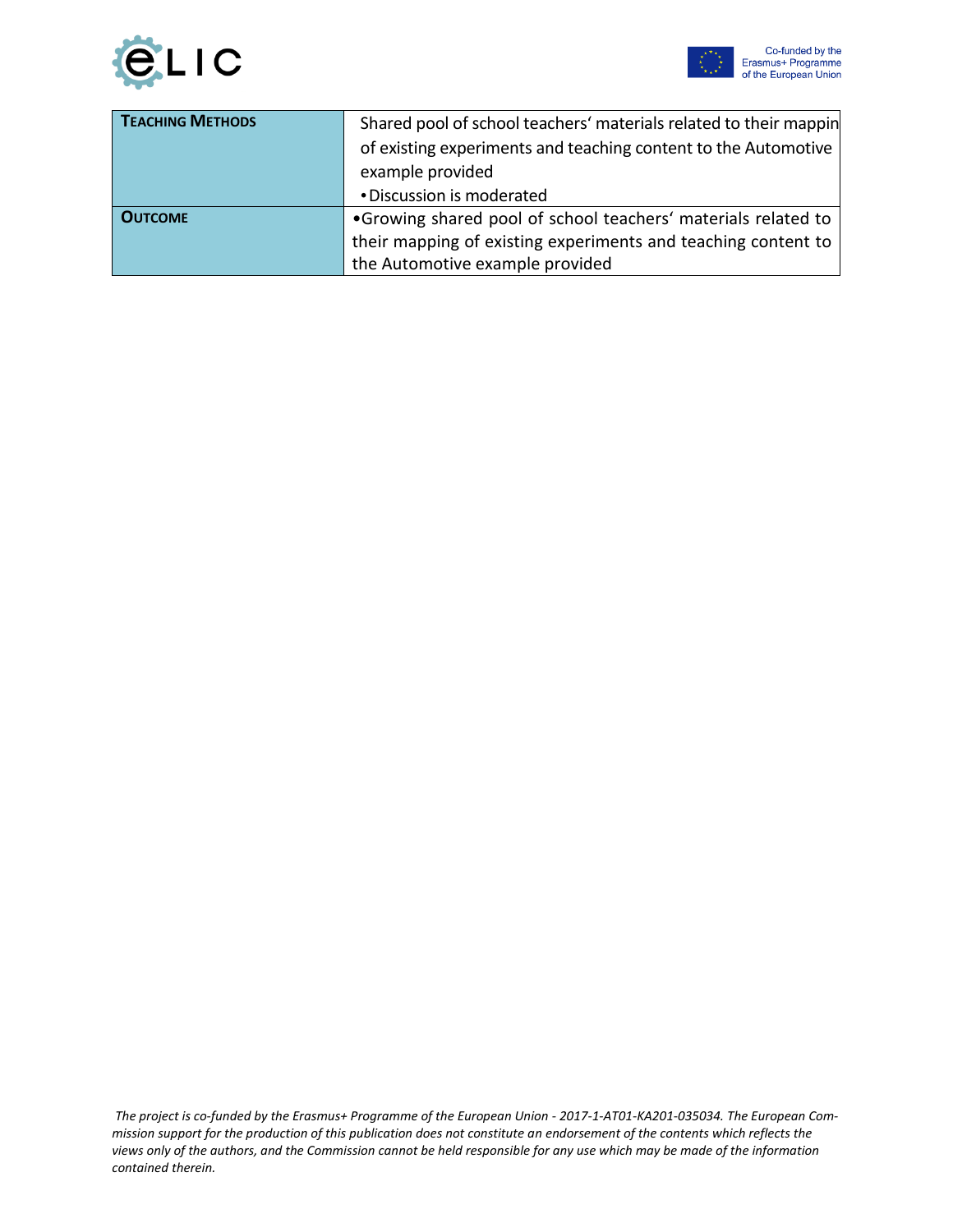| **Teaching Methods** | Shared pool of school teachers' materials related to their mappin of existing experiments and teaching content to the Automotive example provided<br>• Discussion is moderated |
|---|---|
| **Outcome** | •Growing shared pool of school teachers' materials related to their mapping of existing experiments and teaching content to the Automotive example provided |

*The project is co-funded by the Erasmus+ Programme of the European Union - 2017-1-AT01-KA201-035034. The European Commission support for the production of this publication does not constitute an endorsement of the contents which reflects the views only of the authors, and the Commission cannot be held responsible for any use which may be made of the information contained therein.*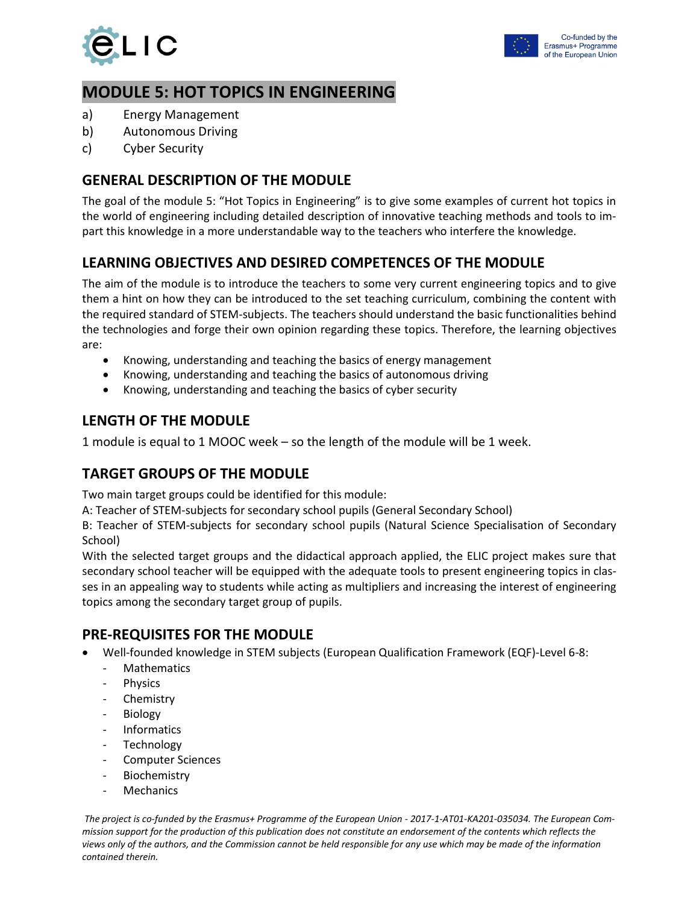# MODULE 5: HOT TOPICS IN ENGINEERING

a) Energy Management
b) Autonomous Driving
c) Cyber Security

## GENERAL DESCRIPTION OF THE MODULE

The goal of the module 5: "Hot Topics in Engineering" is to give some examples of current hot topics in the world of engineering including detailed description of innovative teaching methods and tools to impart this knowledge in a more understandable way to the teachers who interfere the knowledge.

## LEARNING OBJECTIVES AND DESIRED COMPETENCES OF THE MODULE

The aim of the module is to introduce the teachers to some very current engineering topics and to give them a hint on how they can be introduced to the set teaching curriculum, combining the content with the required standard of STEM-subjects. The teachers should understand the basic functionalities behind the technologies and forge their own opinion regarding these topics. Therefore, the learning objectives are:

- Knowing, understanding and teaching the basics of energy management
- Knowing, understanding and teaching the basics of autonomous driving
- Knowing, understanding and teaching the basics of cyber security

## LENGTH OF THE MODULE

1 module is equal to 1 MOOC week – so the length of the module will be 1 week.

## TARGET GROUPS OF THE MODULE

Two main target groups could be identified for this module:
A: Teacher of STEM-subjects for secondary school pupils (General Secondary School)
B: Teacher of STEM-subjects for secondary school pupils (Natural Science Specialisation of Secondary School)
With the selected target groups and the didactical approach applied, the ELIC project makes sure that secondary school teacher will be equipped with the adequate tools to present engineering topics in classes in an appealing way to students while acting as multipliers and increasing the interest of engineering topics among the secondary target group of pupils.

## PRE-REQUISITES FOR THE MODULE

- Well-founded knowledge in STEM subjects (European Qualification Framework (EQF)-Level 6-8:
  - Mathematics
  - Physics
  - Chemistry
  - Biology
  - Informatics
  - Technology
  - Computer Sciences
  - Biochemistry
  - Mechanics

*The project is co-funded by the Erasmus+ Programme of the European Union - 2017-1-AT01-KA201-035034. The European Commission support for the production of this publication does not constitute an endorsement of the contents which reflects the views only of the authors, and the Commission cannot be held responsible for any use which may be made of the information contained therein.*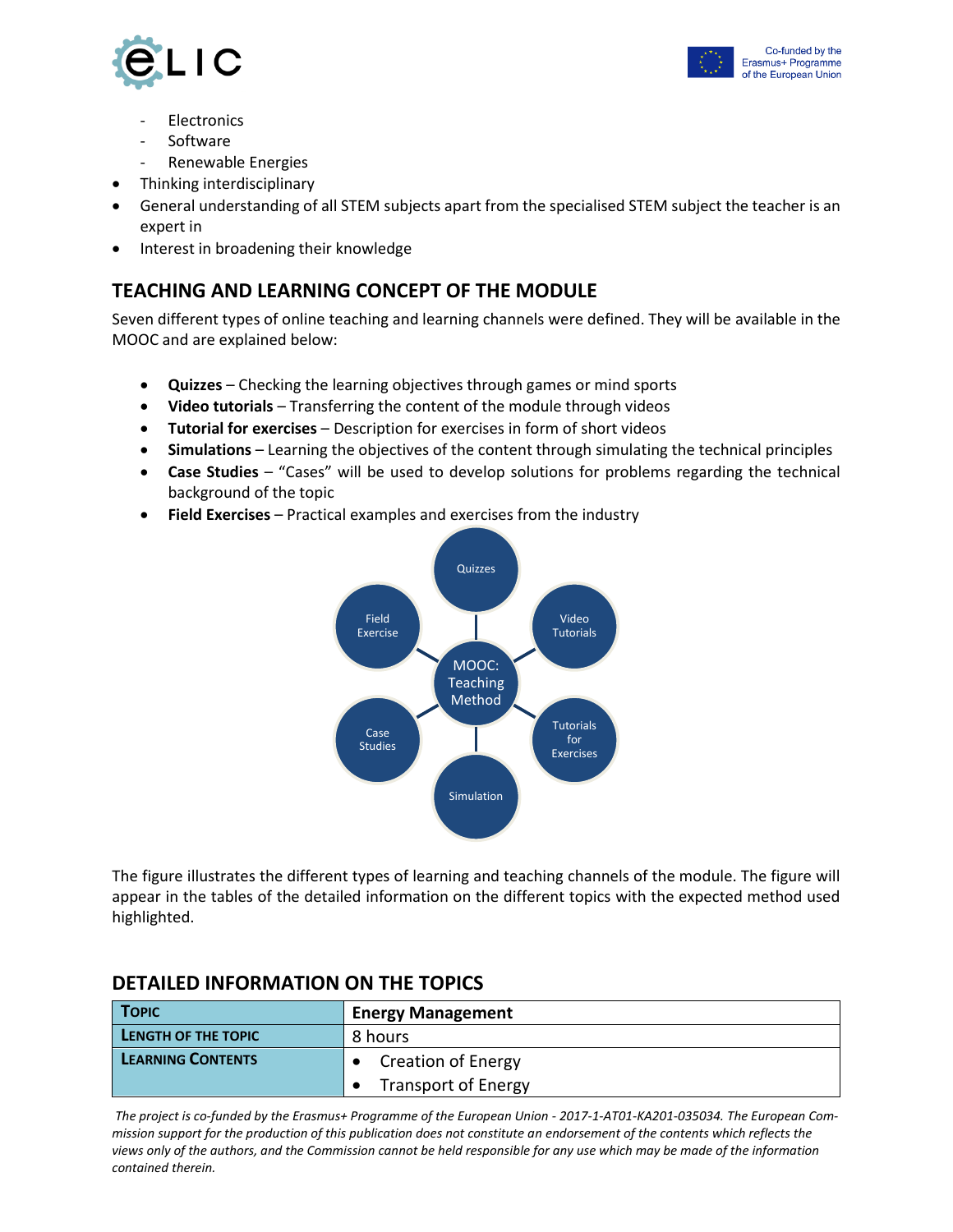- Electronics
  - Software
  - Renewable Energies
- Thinking interdisciplinary
- General understanding of all STEM subjects apart from the specialised STEM subject the teacher is an expert in
- Interest in broadening their knowledge

## TEACHING AND LEARNING CONCEPT OF THE MODULE

Seven different types of online teaching and learning channels were defined. They will be available in the MOOC and are explained below:

- **Quizzes** – Checking the learning objectives through games or mind sports
- **Video tutorials** – Transferring the content of the module through videos
- **Tutorial for exercises** – Description for exercises in form of short videos
- **Simulations** – Learning the objectives of the content through simulating the technical principles
- **Case Studies** – "Cases" will be used to develop solutions for problems regarding the technical background of the topic
- **Field Exercises** – Practical examples and exercises from the industry

MOOC: Teaching Method — Quizzes, Video Tutorials, Tutorials for Exercises, Simulation, Case Studies, Field Exercise

The figure illustrates the different types of learning and teaching channels of the module. The figure will appear in the tables of the detailed information on the different topics with the expected method used highlighted.

## DETAILED INFORMATION ON THE TOPICS

| TOPIC | Energy Management |
|---|---|
| LENGTH OF THE TOPIC | 8 hours |
| LEARNING CONTENTS | • Creation of Energy<br>• Transport of Energy |

*The project is co-funded by the Erasmus+ Programme of the European Union - 2017-1-AT01-KA201-035034. The European Commission support for the production of this publication does not constitute an endorsement of the contents which reflects the views only of the authors, and the Commission cannot be held responsible for any use which may be made of the information contained therein.*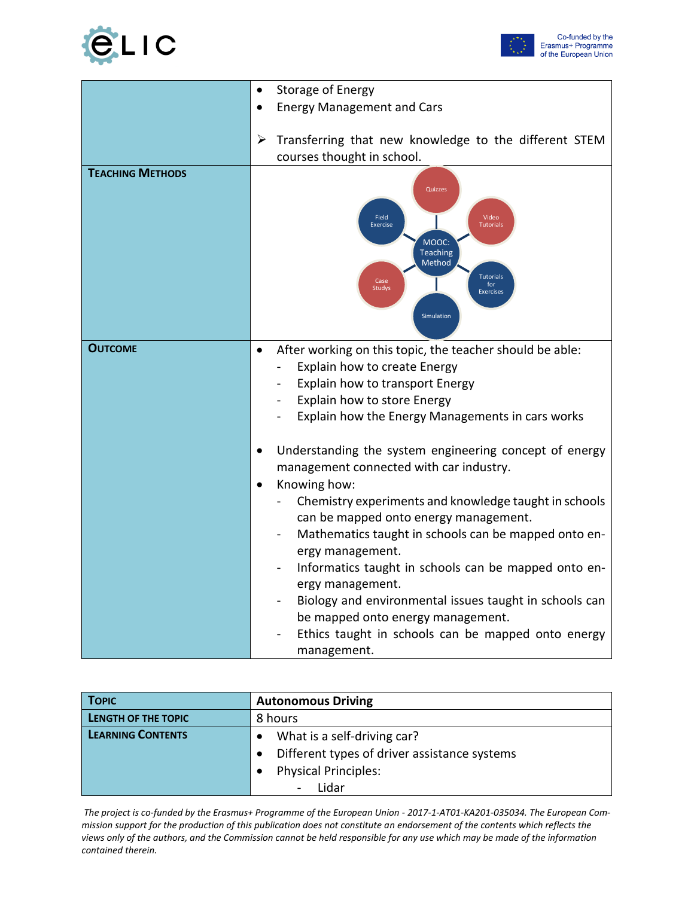| | |
|---|---|
| | • Storage of Energy<br>• Energy Management and Cars<br><br>➢ Transferring that new knowledge to the different STEM courses thought in school. |
| **TEACHING METHODS** | MOOC: Teaching Method – Quizzes, Video Tutorials, Tutorials for Exercises, Simulation, Case Studys, Field Exercise |
| **OUTCOME** | • After working on this topic, the teacher should be able:<br>- Explain how to create Energy<br>- Explain how to transport Energy<br>- Explain how to store Energy<br>- Explain how the Energy Managements in cars works<br><br>• Understanding the system engineering concept of energy management connected with car industry.<br>• Knowing how:<br>- Chemistry experiments and knowledge taught in schools can be mapped onto energy management.<br>- Mathematics taught in schools can be mapped onto energy management.<br>- Informatics taught in schools can be mapped onto energy management.<br>- Biology and environmental issues taught in schools can be mapped onto energy management.<br>- Ethics taught in schools can be mapped onto energy management. |

| **TOPIC** | **Autonomous Driving** |
|---|---|
| **LENGTH OF THE TOPIC** | 8 hours |
| **LEARNING CONTENTS** | • What is a self-driving car?<br>• Different types of driver assistance systems<br>• Physical Principles:<br>- Lidar |

*The project is co-funded by the Erasmus+ Programme of the European Union - 2017-1-AT01-KA201-035034. The European Commission support for the production of this publication does not constitute an endorsement of the contents which reflects the views only of the authors, and the Commission cannot be held responsible for any use which may be made of the information contained therein.*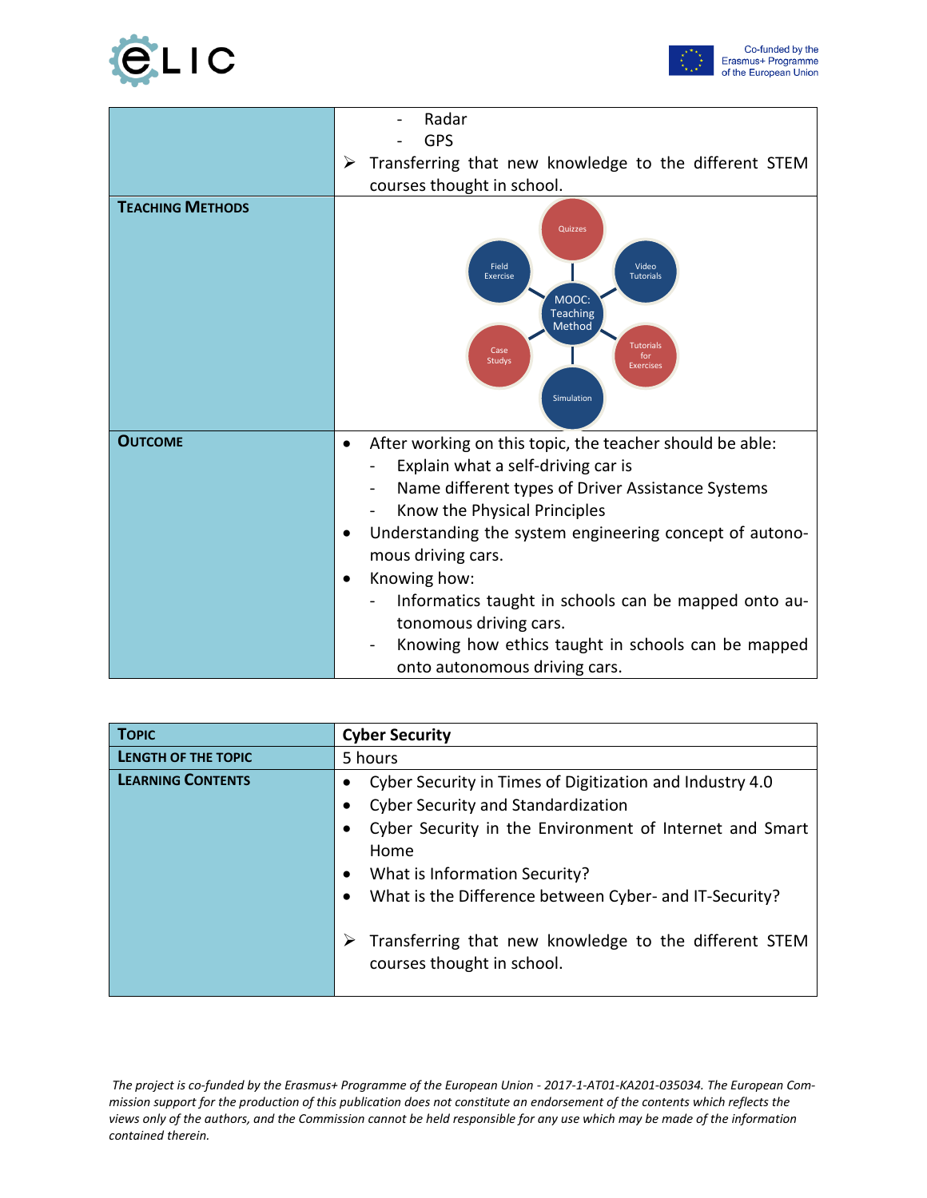| | |
|---|---|
| | - Radar<br>- GPS<br>➢ Transferring that new knowledge to the different STEM courses thought in school. |
| **TEACHING METHODS** | MOOC: Teaching Method — Quizzes, Video Tutorials, Tutorials for Exercises, Simulation, Case Studys, Field Exercise |
| **OUTCOME** | • After working on this topic, the teacher should be able:<br>- Explain what a self-driving car is<br>- Name different types of Driver Assistance Systems<br>- Know the Physical Principles<br>• Understanding the system engineering concept of autonomous driving cars.<br>• Knowing how:<br>- Informatics taught in schools can be mapped onto autonomous driving cars.<br>- Knowing how ethics taught in schools can be mapped onto autonomous driving cars. |

| **TOPIC** | **Cyber Security** |
|---|---|
| **LENGTH OF THE TOPIC** | 5 hours |
| **LEARNING CONTENTS** | • Cyber Security in Times of Digitization and Industry 4.0<br>• Cyber Security and Standardization<br>• Cyber Security in the Environment of Internet and Smart Home<br>• What is Information Security?<br>• What is the Difference between Cyber- and IT-Security?<br><br>➢ Transferring that new knowledge to the different STEM courses thought in school. |

*The project is co-funded by the Erasmus+ Programme of the European Union - 2017-1-AT01-KA201-035034. The European Commission support for the production of this publication does not constitute an endorsement of the contents which reflects the views only of the authors, and the Commission cannot be held responsible for any use which may be made of the information contained therein.*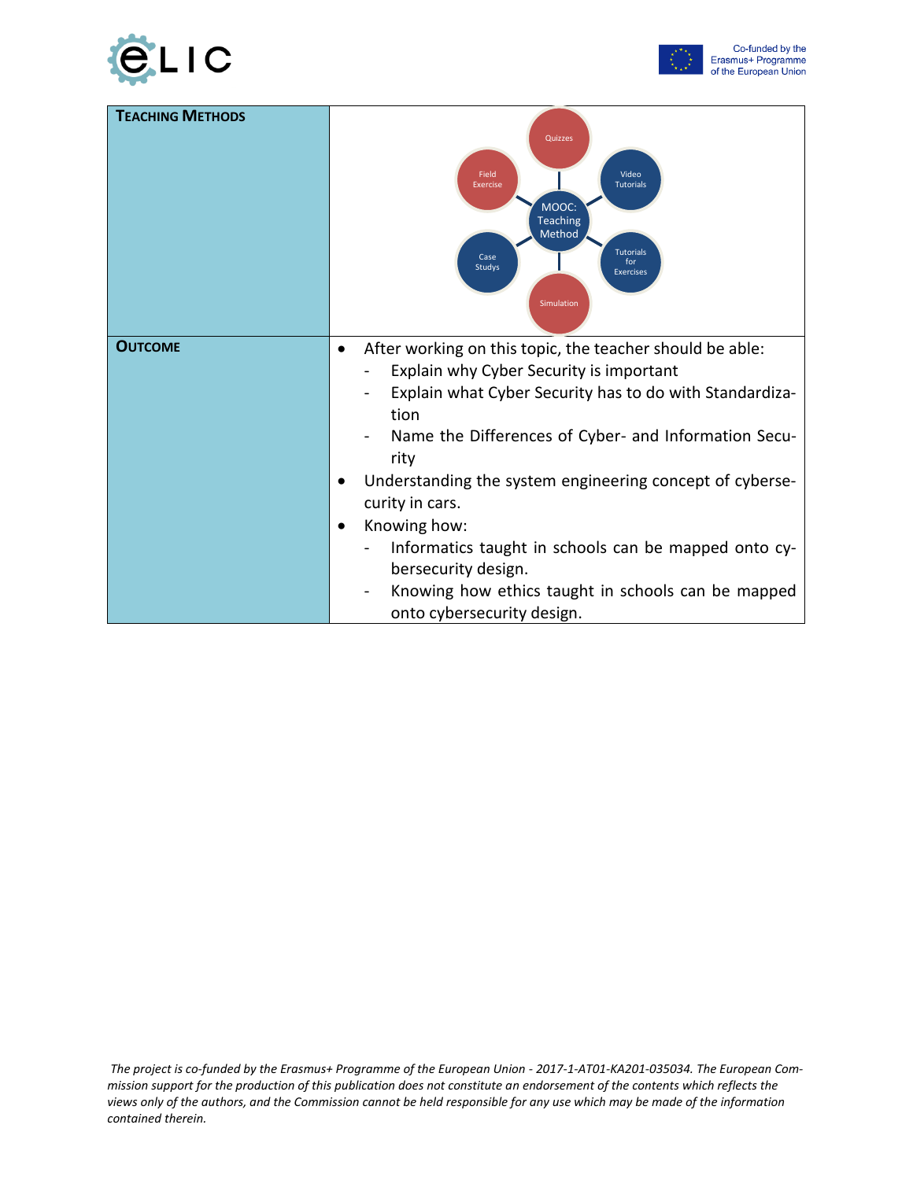| **TEACHING METHODS** | MOOC: Teaching Method — Quizzes, Video Tutorials, Tutorials for Exercises, Simulation, Case Studys, Field Exercise |
|---|---|
| **OUTCOME** | • After working on this topic, the teacher should be able:<br>- Explain why Cyber Security is important<br>- Explain what Cyber Security has to do with Standardization<br>- Name the Differences of Cyber- and Information Security<br>• Understanding the system engineering concept of cybersecurity in cars.<br>• Knowing how:<br>- Informatics taught in schools can be mapped onto cybersecurity design.<br>- Knowing how ethics taught in schools can be mapped onto cybersecurity design. |

*The project is co-funded by the Erasmus+ Programme of the European Union - 2017-1-AT01-KA201-035034. The European Commission support for the production of this publication does not constitute an endorsement of the contents which reflects the views only of the authors, and the Commission cannot be held responsible for any use which may be made of the information contained therein.*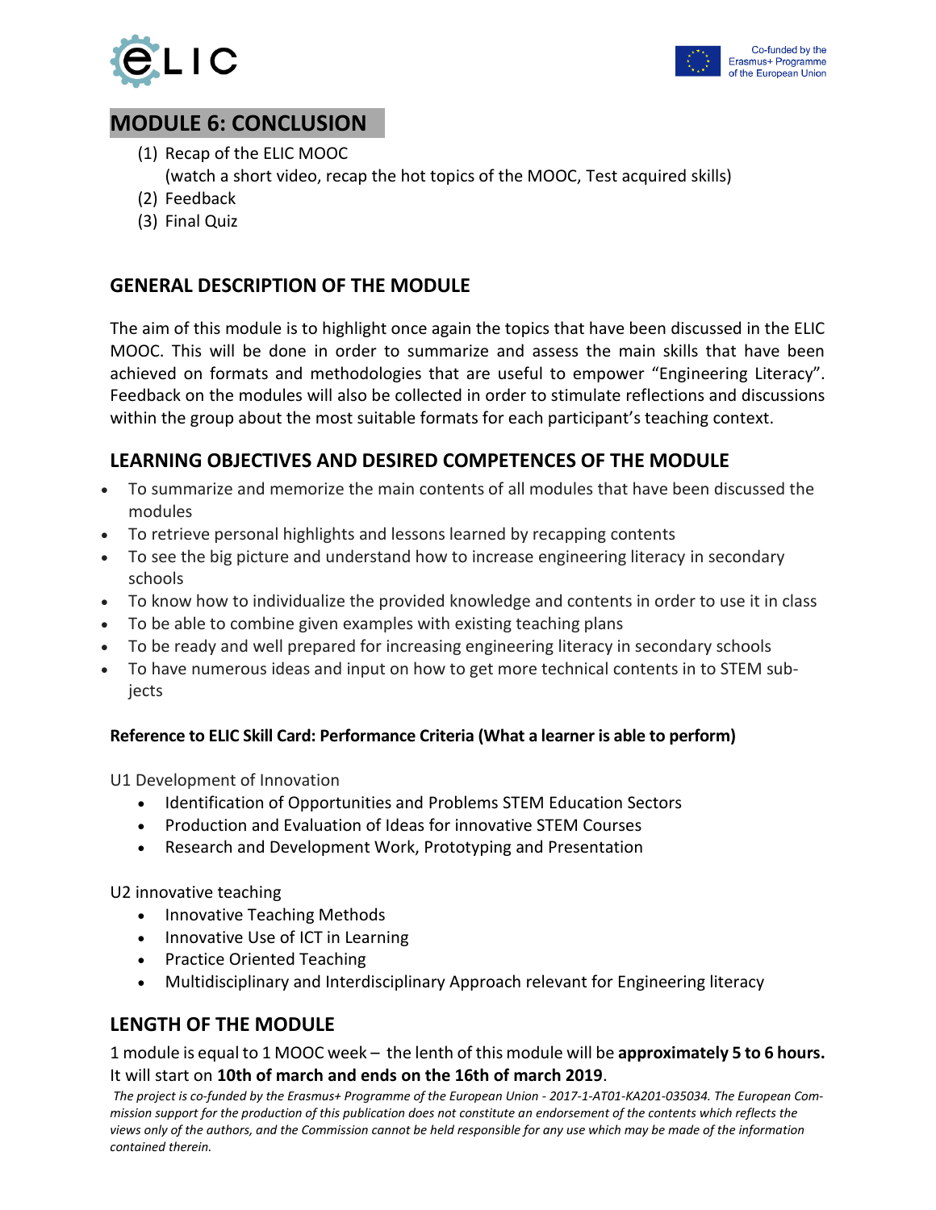# MODULE 6: CONCLUSION

(1) Recap of the ELIC MOOC
(watch a short video, recap the hot topics of the MOOC, Test acquired skills)
(2) Feedback
(3) Final Quiz

## GENERAL DESCRIPTION OF THE MODULE

The aim of this module is to highlight once again the topics that have been discussed in the ELIC MOOC. This will be done in order to summarize and assess the main skills that have been achieved on formats and methodologies that are useful to empower "Engineering Literacy". Feedback on the modules will also be collected in order to stimulate reflections and discussions within the group about the most suitable formats for each participant's teaching context.

## LEARNING OBJECTIVES AND DESIRED COMPETENCES OF THE MODULE

- To summarize and memorize the main contents of all modules that have been discussed the modules
- To retrieve personal highlights and lessons learned by recapping contents
- To see the big picture and understand how to increase engineering literacy in secondary schools
- To know how to individualize the provided knowledge and contents in order to use it in class
- To be able to combine given examples with existing teaching plans
- To be ready and well prepared for increasing engineering literacy in secondary schools
- To have numerous ideas and input on how to get more technical contents in to STEM subjects

**Reference to ELIC Skill Card: Performance Criteria (What a learner is able to perform)**

U1 Development of Innovation

- Identification of Opportunities and Problems STEM Education Sectors
- Production and Evaluation of Ideas for innovative STEM Courses
- Research and Development Work, Prototyping and Presentation

U2 innovative teaching

- Innovative Teaching Methods
- Innovative Use of ICT in Learning
- Practice Oriented Teaching
- Multidisciplinary and Interdisciplinary Approach relevant for Engineering literacy

## LENGTH OF THE MODULE

1 module is equal to 1 MOOC week – the lenth of this module will be **approximately 5 to 6 hours.** It will start on **10th of march and ends on the 16th of march 2019**.

*The project is co-funded by the Erasmus+ Programme of the European Union - 2017-1-AT01-KA201-035034. The European Commission support for the production of this publication does not constitute an endorsement of the contents which reflects the views only of the authors, and the Commission cannot be held responsible for any use which may be made of the information contained therein.*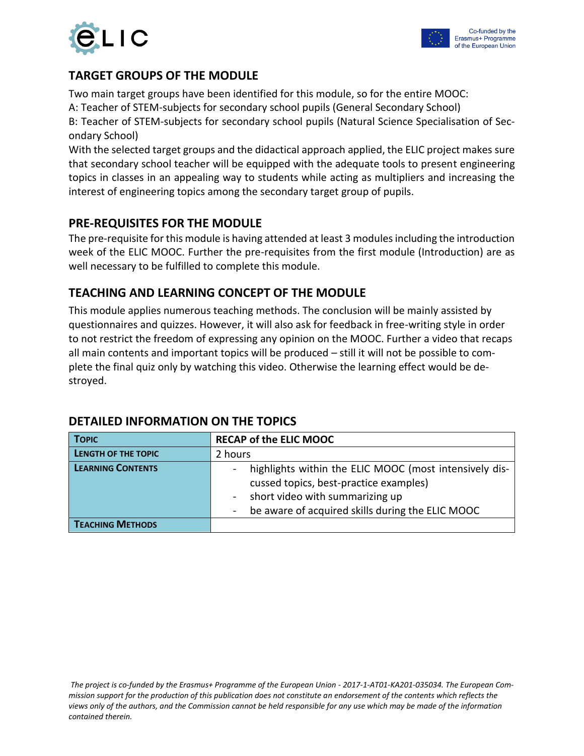## TARGET GROUPS OF THE MODULE

Two main target groups have been identified for this module, so for the entire MOOC:
A: Teacher of STEM-subjects for secondary school pupils (General Secondary School)
B: Teacher of STEM-subjects for secondary school pupils (Natural Science Specialisation of Secondary School)
With the selected target groups and the didactical approach applied, the ELIC project makes sure that secondary school teacher will be equipped with the adequate tools to present engineering topics in classes in an appealing way to students while acting as multipliers and increasing the interest of engineering topics among the secondary target group of pupils.

## PRE-REQUISITES FOR THE MODULE

The pre-requisite for this module is having attended at least 3 modules including the introduction week of the ELIC MOOC. Further the pre-requisites from the first module (Introduction) are as well necessary to be fulfilled to complete this module.

## TEACHING AND LEARNING CONCEPT OF THE MODULE

This module applies numerous teaching methods. The conclusion will be mainly assisted by questionnaires and quizzes. However, it will also ask for feedback in free-writing style in order to not restrict the freedom of expressing any opinion on the MOOC. Further a video that recaps all main contents and important topics will be produced – still it will not be possible to complete the final quiz only by watching this video. Otherwise the learning effect would be destroyed.

## DETAILED INFORMATION ON THE TOPICS

| **TOPIC** | **RECAP of the ELIC MOOC** |
|---|---|
| **LENGTH OF THE TOPIC** | 2 hours |
| **LEARNING CONTENTS** | - highlights within the ELIC MOOC (most intensively discussed topics, best-practice examples)<br>- short video with summarizing up<br>- be aware of acquired skills during the ELIC MOOC |
| **TEACHING METHODS** | |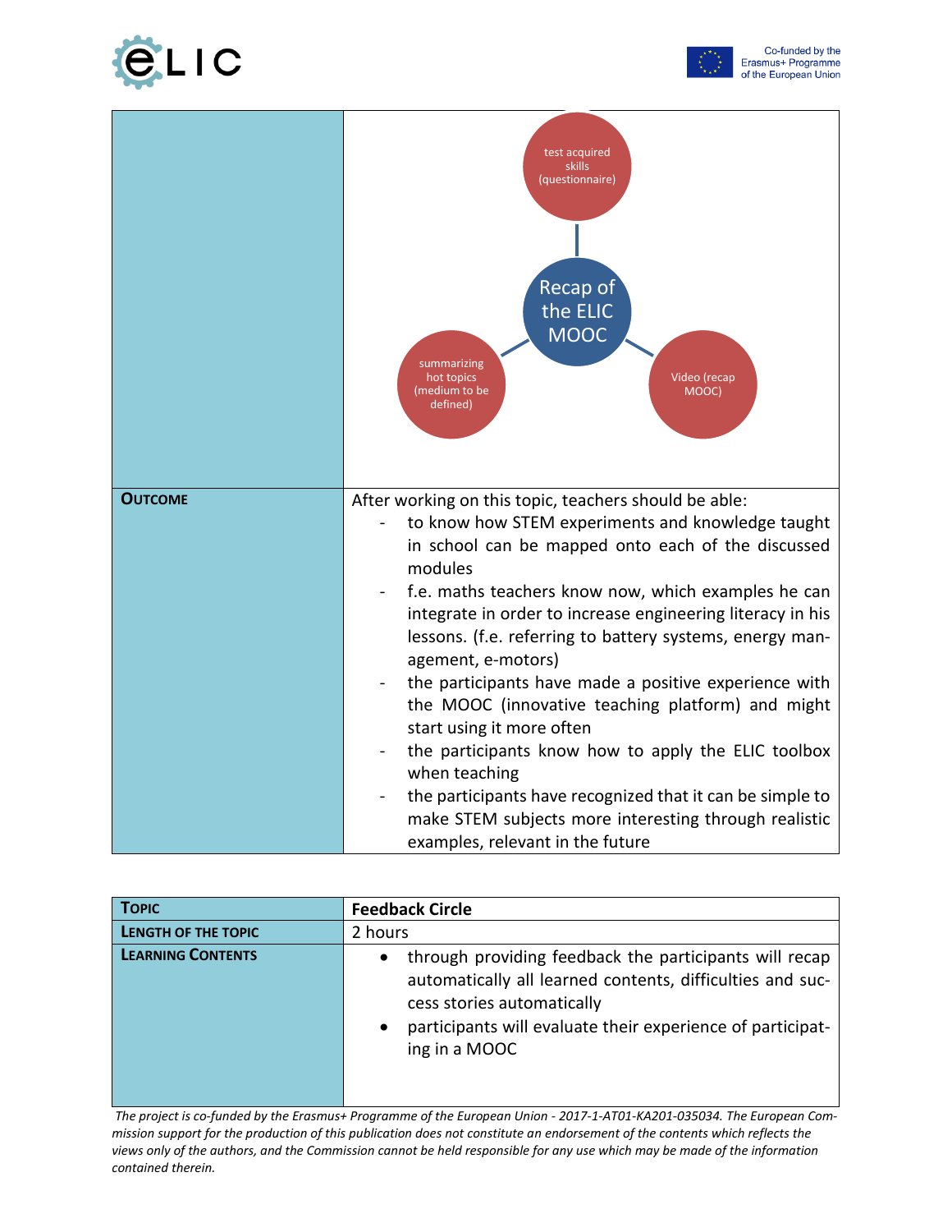| | |
|---|---|
| | Recap of the ELIC MOOC<br>- test acquired skills (questionnaire)<br>- summarizing hot topics (medium to be defined)<br>- Video (recap MOOC) |
| **Outcome** | After working on this topic, teachers should be able:<br>- to know how STEM experiments and knowledge taught in school can be mapped onto each of the discussed modules<br>- f.e. maths teachers know now, which examples he can integrate in order to increase engineering literacy in his lessons. (f.e. referring to battery systems, energy management, e-motors)<br>- the participants have made a positive experience with the MOOC (innovative teaching platform) and might start using it more often<br>- the participants know how to apply the ELIC toolbox when teaching<br>- the participants have recognized that it can be simple to make STEM subjects more interesting through realistic examples, relevant in the future |

| **Topic** | **Feedback Circle** |
|---|---|
| **Length of the topic** | 2 hours |
| **Learning Contents** | • through providing feedback the participants will recap automatically all learned contents, difficulties and success stories automatically<br>• participants will evaluate their experience of participating in a MOOC |

*The project is co-funded by the Erasmus+ Programme of the European Union - 2017-1-AT01-KA201-035034. The European Commission support for the production of this publication does not constitute an endorsement of the contents which reflects the views only of the authors, and the Commission cannot be held responsible for any use which may be made of the information contained therein.*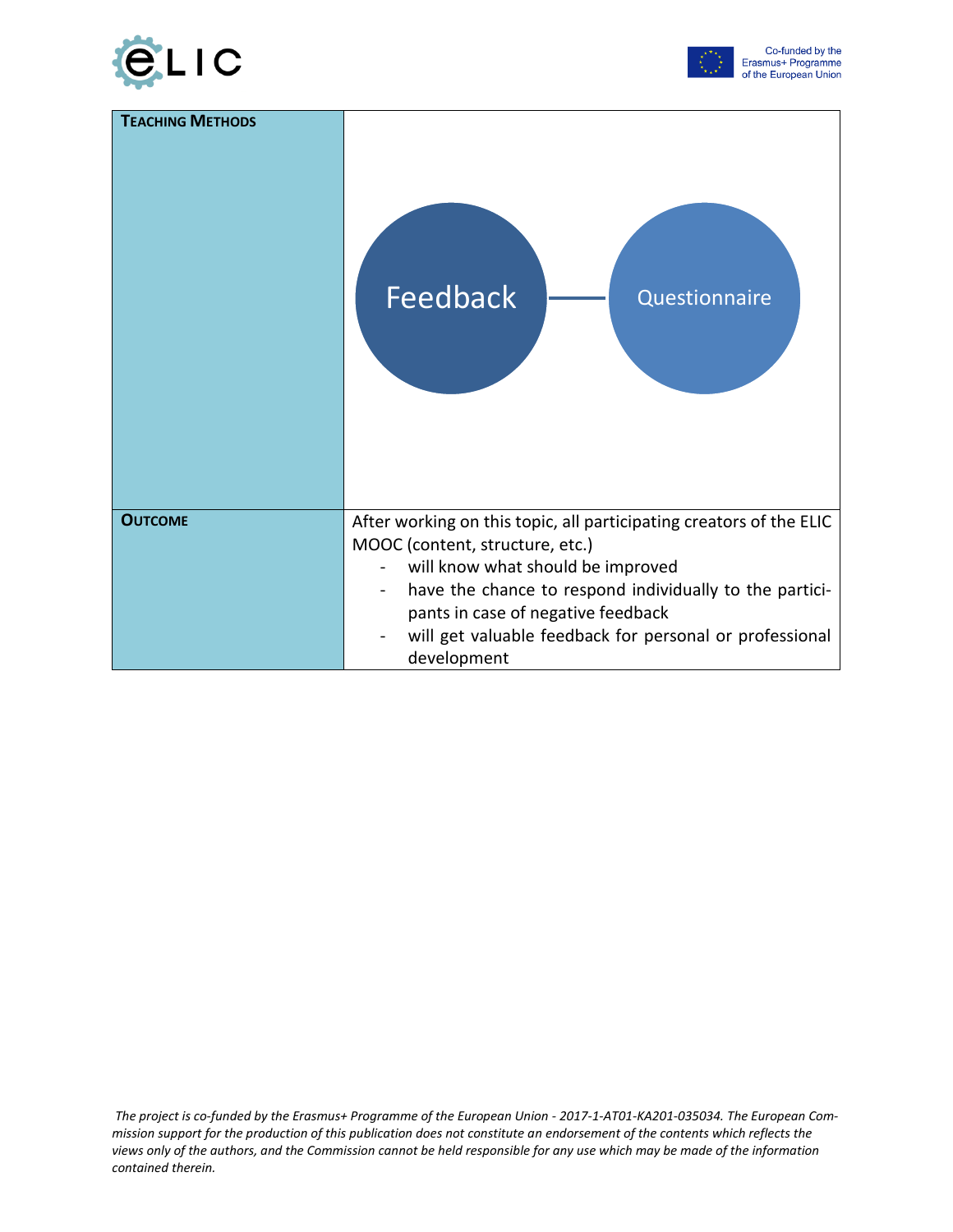| | |
|---|---|
| **TEACHING METHODS** | Feedback — Questionnaire |
| **OUTCOME** | After working on this topic, all participating creators of the ELIC MOOC (content, structure, etc.)<br>- will know what should be improved<br>- have the chance to respond individually to the participants in case of negative feedback<br>- will get valuable feedback for personal or professional development |

*The project is co-funded by the Erasmus+ Programme of the European Union - 2017-1-AT01-KA201-035034. The European Commission support for the production of this publication does not constitute an endorsement of the contents which reflects the views only of the authors, and the Commission cannot be held responsible for any use which may be made of the information contained therein.*